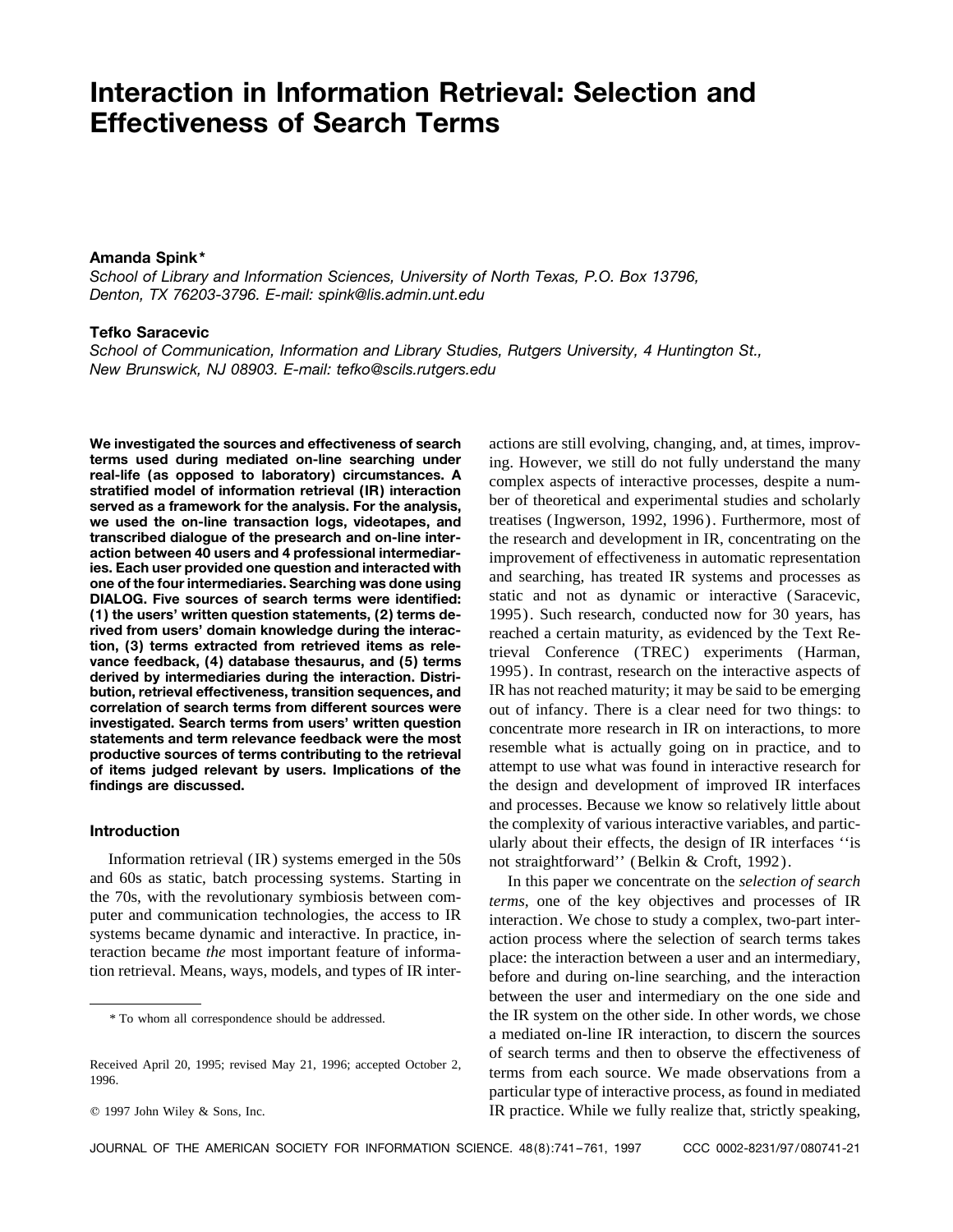# Interaction in Information Retrieval: Selection and Effectiveness of Search Terms

**Amanda Spink***

*School of Library and Information Sciences, University of North Texas, P.O. Box 13796, Denton, TX 76203-3796. E-mail: spink@lis.admin.unt.edu*

**Tefko Saracevic**

*School of Communication, Information and Library Studies, Rutgers University, 4 Huntington St., New Brunswick, NJ 08903. E-mail: tefko@scils.rutgers.edu*

**We investigated the sources and effectiveness of search terms used during mediated on-line searching under real-life (as opposed to laboratory) circumstances. A stratified model of information retrieval (IR) interaction served as a framework for the analysis. For the analysis, we used the on-line transaction logs, videotapes, and transcribed dialogue of the presearch and on-line interaction between 40 users and 4 professional intermediaries. Each user provided one question and interacted with one of the four intermediaries. Searching was done using DIALOG. Five sources of search terms were identified: (1) the users' written question statements, (2) terms derived from users' domain knowledge during the interaction, (3) terms extracted from retrieved items as relevance feedback, (4) database thesaurus, and (5) terms derived by intermediaries during the interaction. Distribution, retrieval effectiveness, transition sequences, and correlation of search terms from different sources were investigated. Search terms from users' written question statements and term relevance feedback were the most productive sources of terms contributing to the retrieval of items judged relevant by users. Implications of the findings are discussed.**

## Introduction

Information retrieval (IR) systems emerged in the 50s and 60s as static, batch processing systems. Starting in the 70s, with the revolutionary symbiosis between computer and communication technologies, the access to IR systems became dynamic and interactive. In practice, interaction became *the* most important feature of information retrieval. Means, ways, models, and types of IR interactions are still evolving, changing, and, at times, improving. However, we still do not fully understand the many complex aspects of interactive processes, despite a number of theoretical and experimental studies and scholarly treatises (Ingwerson, 1992, 1996). Furthermore, most of the research and development in IR, concentrating on the improvement of effectiveness in automatic representation and searching, has treated IR systems and processes as static and not as dynamic or interactive (Saracevic, 1995). Such research, conducted now for 30 years, has reached a certain maturity, as evidenced by the Text Retrieval Conference (TREC) experiments (Harman, 1995). In contrast, research on the interactive aspects of IR has not reached maturity; it may be said to be emerging out of infancy. There is a clear need for two things: to concentrate more research in IR on interactions, to more resemble what is actually going on in practice, and to attempt to use what was found in interactive research for the design and development of improved IR interfaces and processes. Because we know so relatively little about the complexity of various interactive variables, and particularly about their effects, the design of IR interfaces ''is not straightforward'' (Belkin & Croft, 1992).

In this paper we concentrate on the *selection of search terms,* one of the key objectives and processes of IR interaction. We chose to study a complex, two-part interaction process where the selection of search terms takes place: the interaction between a user and an intermediary, before and during on-line searching, and the interaction between the user and intermediary on the one side and the IR system on the other side. In other words, we chose a mediated on-line IR interaction, to discern the sources of search terms and then to observe the effectiveness of terms from each source. We made observations from a particular type of interactive process, as found in mediated IR practice. While we fully realize that, strictly speaking,

* To whom all correspondence should be addressed.

Received April 20, 1995; revised May 21, 1996; accepted October 2, 1996.

© 1997 John Wiley & Sons, Inc.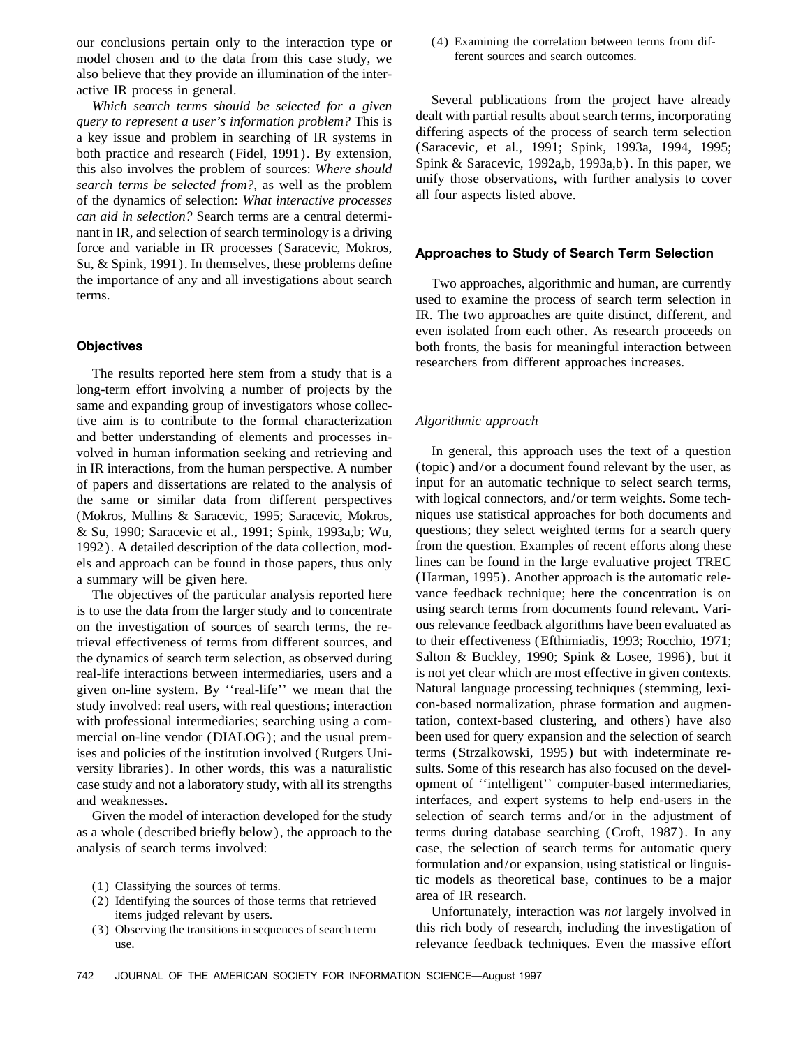our conclusions pertain only to the interaction type or model chosen and to the data from this case study, we also believe that they provide an illumination of the interactive IR process in general.

*Which search terms should be selected for a given query to represent a user's information problem?* This is a key issue and problem in searching of IR systems in both practice and research (Fidel, 1991). By extension, this also involves the problem of sources: *Where should search terms be selected from?*, as well as the problem of the dynamics of selection: *What interactive processes can aid in selection?* Search terms are a central determinant in IR, and selection of search terminology is a driving force and variable in IR processes (Saracevic, Mokros, Su, & Spink, 1991). In themselves, these problems define the importance of any and all investigations about search terms.

## Objectives

The results reported here stem from a study that is a long-term effort involving a number of projects by the same and expanding group of investigators whose collective aim is to contribute to the formal characterization and better understanding of elements and processes involved in human information seeking and retrieving and in IR interactions, from the human perspective. A number of papers and dissertations are related to the analysis of the same or similar data from different perspectives (Mokros, Mullins & Saracevic, 1995; Saracevic, Mokros, & Su, 1990; Saracevic et al., 1991; Spink, 1993a,b; Wu, 1992). A detailed description of the data collection, models and approach can be found in those papers, thus only a summary will be given here.

The objectives of the particular analysis reported here is to use the data from the larger study and to concentrate on the investigation of sources of search terms, the retrieval effectiveness of terms from different sources, and the dynamics of search term selection, as observed during real-life interactions between intermediaries, users and a given on-line system. By ''real-life'' we mean that the study involved: real users, with real questions; interaction with professional intermediaries; searching using a commercial on-line vendor (DIALOG); and the usual premises and policies of the institution involved (Rutgers University libraries). In other words, this was a naturalistic case study and not a laboratory study, with all its strengths and weaknesses.

Given the model of interaction developed for the study as a whole (described briefly below), the approach to the analysis of search terms involved:

(1) Classifying the sources of terms.
(2) Identifying the sources of those terms that retrieved items judged relevant by users.
(3) Observing the transitions in sequences of search term use.
(4) Examining the correlation between terms from different sources and search outcomes.

Several publications from the project have already dealt with partial results about search terms, incorporating differing aspects of the process of search term selection (Saracevic, et al., 1991; Spink, 1993a, 1994, 1995; Spink & Saracevic, 1992a,b, 1993a,b). In this paper, we unify those observations, with further analysis to cover all four aspects listed above.

## Approaches to Study of Search Term Selection

Two approaches, algorithmic and human, are currently used to examine the process of search term selection in IR. The two approaches are quite distinct, different, and even isolated from each other. As research proceeds on both fronts, the basis for meaningful interaction between researchers from different approaches increases.

### *Algorithmic approach*

In general, this approach uses the text of a question (topic) and/or a document found relevant by the user, as input for an automatic technique to select search terms, with logical connectors, and/or term weights. Some techniques use statistical approaches for both documents and questions; they select weighted terms for a search query from the question. Examples of recent efforts along these lines can be found in the large evaluative project TREC (Harman, 1995). Another approach is the automatic relevance feedback technique; here the concentration is on using search terms from documents found relevant. Various relevance feedback algorithms have been evaluated as to their effectiveness (Efthimiadis, 1993; Rocchio, 1971; Salton & Buckley, 1990; Spink & Losee, 1996), but it is not yet clear which are most effective in given contexts. Natural language processing techniques (stemming, lexicon-based normalization, phrase formation and augmentation, context-based clustering, and others) have also been used for query expansion and the selection of search terms (Strzalkowski, 1995) but with indeterminate results. Some of this research has also focused on the development of ''intelligent'' computer-based intermediaries, interfaces, and expert systems to help end-users in the selection of search terms and/or in the adjustment of terms during database searching (Croft, 1987). In any case, the selection of search terms for automatic query formulation and/or expansion, using statistical or linguistic models as theoretical base, continues to be a major area of IR research.

Unfortunately, interaction was *not* largely involved in this rich body of research, including the investigation of relevance feedback techniques. Even the massive effort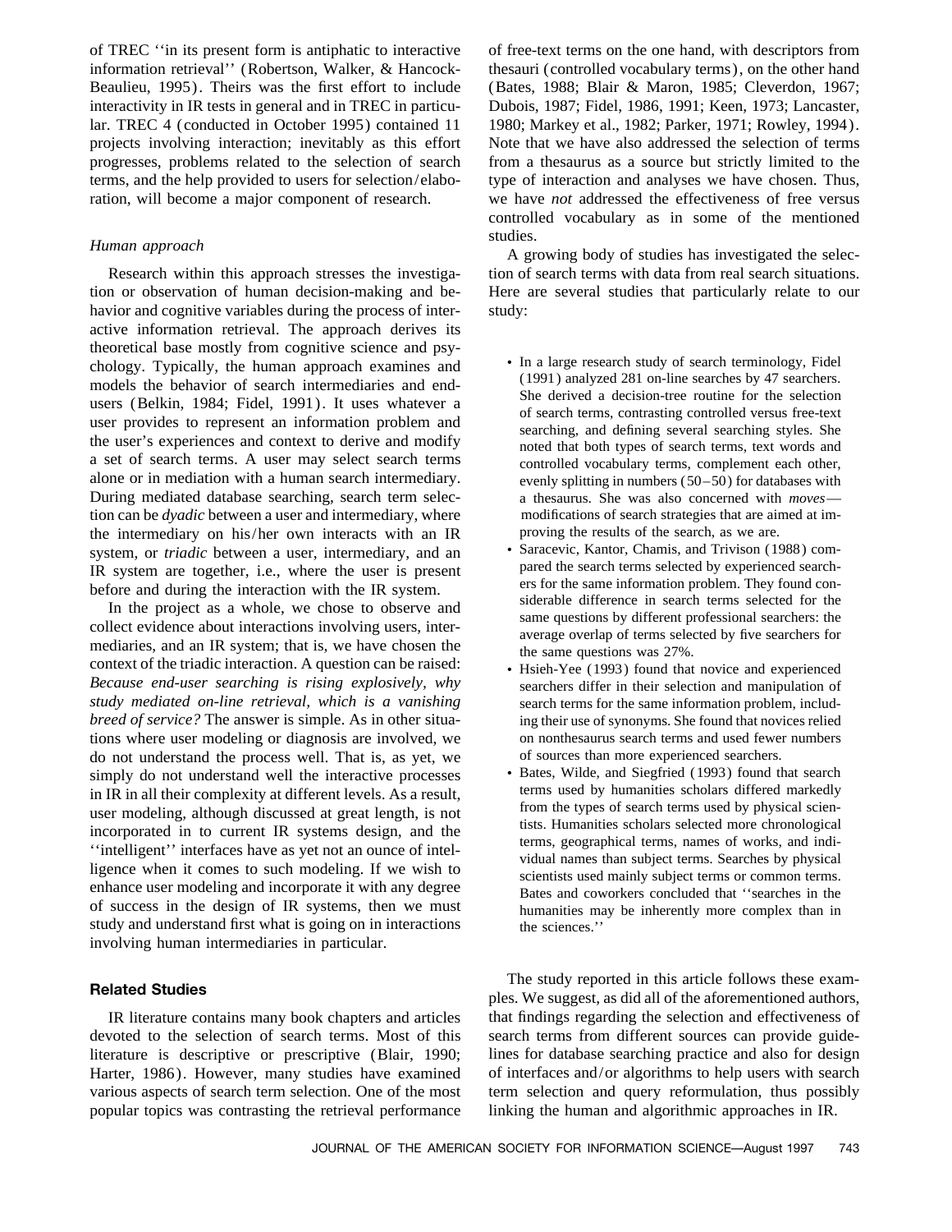of TREC ''in its present form is antiphatic to interactive information retrieval'' (Robertson, Walker, & Hancock-Beaulieu, 1995). Theirs was the first effort to include interactivity in IR tests in general and in TREC in particular. TREC 4 (conducted in October 1995) contained 11 projects involving interaction; inevitably as this effort progresses, problems related to the selection of search terms, and the help provided to users for selection/elaboration, will become a major component of research.

### *Human approach*

Research within this approach stresses the investigation or observation of human decision-making and behavior and cognitive variables during the process of interactive information retrieval. The approach derives its theoretical base mostly from cognitive science and psychology. Typically, the human approach examines and models the behavior of search intermediaries and end-users (Belkin, 1984; Fidel, 1991). It uses whatever a user provides to represent an information problem and the user's experiences and context to derive and modify a set of search terms. A user may select search terms alone or in mediation with a human search intermediary. During mediated database searching, search term selection can be *dyadic* between a user and intermediary, where the intermediary on his/her own interacts with an IR system, or *triadic* between a user, intermediary, and an IR system are together, i.e., where the user is present before and during the interaction with the IR system.

In the project as a whole, we chose to observe and collect evidence about interactions involving users, intermediaries, and an IR system; that is, we have chosen the context of the triadic interaction. A question can be raised: *Because end-user searching is rising explosively, why study mediated on-line retrieval, which is a vanishing breed of service?* The answer is simple. As in other situations where user modeling or diagnosis are involved, we do not understand the process well. That is, as yet, we simply do not understand well the interactive processes in IR in all their complexity at different levels. As a result, user modeling, although discussed at great length, is not incorporated in to current IR systems design, and the ''intelligent'' interfaces have as yet not an ounce of intelligence when it comes to such modeling. If we wish to enhance user modeling and incorporate it with any degree of success in the design of IR systems, then we must study and understand first what is going on in interactions involving human intermediaries in particular.

## Related Studies

IR literature contains many book chapters and articles devoted to the selection of search terms. Most of this literature is descriptive or prescriptive (Blair, 1990; Harter, 1986). However, many studies have examined various aspects of search term selection. One of the most popular topics was contrasting the retrieval performance of free-text terms on the one hand, with descriptors from thesauri (controlled vocabulary terms), on the other hand (Bates, 1988; Blair & Maron, 1985; Cleverdon, 1967; Dubois, 1987; Fidel, 1986, 1991; Keen, 1973; Lancaster, 1980; Markey et al., 1982; Parker, 1971; Rowley, 1994). Note that we have also addressed the selection of terms from a thesaurus as a source but strictly limited to the type of interaction and analyses we have chosen. Thus, we have *not* addressed the effectiveness of free versus controlled vocabulary as in some of the mentioned studies.

A growing body of studies has investigated the selection of search terms with data from real search situations. Here are several studies that particularly relate to our study:

- In a large research study of search terminology, Fidel (1991) analyzed 281 on-line searches by 47 searchers. She derived a decision-tree routine for the selection of search terms, contrasting controlled versus free-text searching, and defining several searching styles. She noted that both types of search terms, text words and controlled vocabulary terms, complement each other, evenly splitting in numbers (50–50) for databases with a thesaurus. She was also concerned with *moves*—modifications of search strategies that are aimed at improving the results of the search, as we are.
- Saracevic, Kantor, Chamis, and Trivison (1988) compared the search terms selected by experienced searchers for the same information problem. They found considerable difference in search terms selected for the same questions by different professional searchers: the average overlap of terms selected by five searchers for the same questions was 27%.
- Hsieh-Yee (1993) found that novice and experienced searchers differ in their selection and manipulation of search terms for the same information problem, including their use of synonyms. She found that novices relied on nonthesaurus search terms and used fewer numbers of sources than more experienced searchers.
- Bates, Wilde, and Siegfried (1993) found that search terms used by humanities scholars differed markedly from the types of search terms used by physical scientists. Humanities scholars selected more chronological terms, geographical terms, names of works, and individual names than subject terms. Searches by physical scientists used mainly subject terms or common terms. Bates and coworkers concluded that ''searches in the humanities may be inherently more complex than in the sciences.''

The study reported in this article follows these examples. We suggest, as did all of the aforementioned authors, that findings regarding the selection and effectiveness of search terms from different sources can provide guidelines for database searching practice and also for design of interfaces and/or algorithms to help users with search term selection and query reformulation, thus possibly linking the human and algorithmic approaches in IR.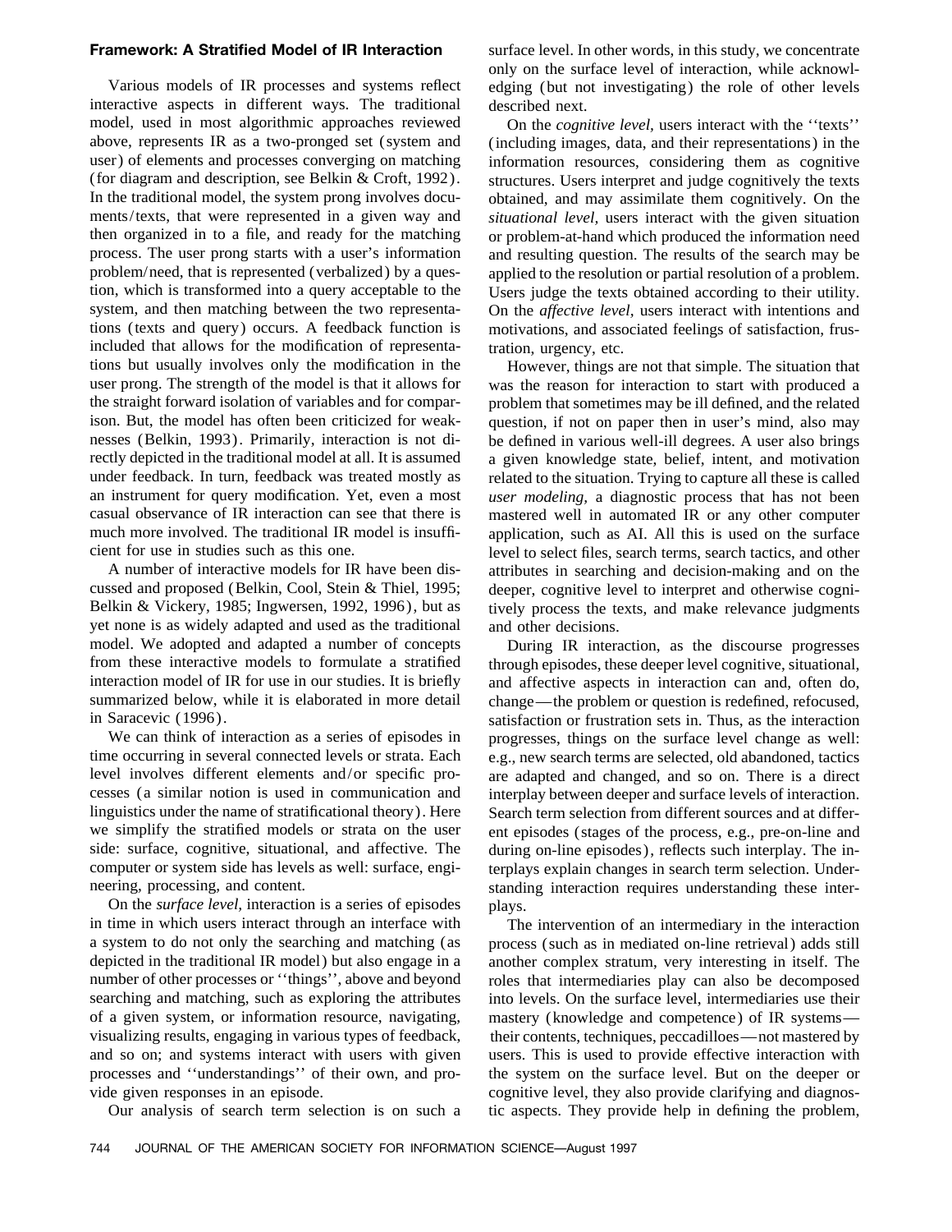### Framework: A Stratified Model of IR Interaction

Various models of IR processes and systems reflect interactive aspects in different ways. The traditional model, used in most algorithmic approaches reviewed above, represents IR as a two-pronged set (system and user) of elements and processes converging on matching (for diagram and description, see Belkin & Croft, 1992). In the traditional model, the system prong involves documents/texts, that were represented in a given way and then organized in to a file, and ready for the matching process. The user prong starts with a user's information problem/need, that is represented (verbalized) by a question, which is transformed into a query acceptable to the system, and then matching between the two representations (texts and query) occurs. A feedback function is included that allows for the modification of representations but usually involves only the modification in the user prong. The strength of the model is that it allows for the straight forward isolation of variables and for comparison. But, the model has often been criticized for weaknesses (Belkin, 1993). Primarily, interaction is not directly depicted in the traditional model at all. It is assumed under feedback. In turn, feedback was treated mostly as an instrument for query modification. Yet, even a most casual observance of IR interaction can see that there is much more involved. The traditional IR model is insufficient for use in studies such as this one.

A number of interactive models for IR have been discussed and proposed (Belkin, Cool, Stein & Thiel, 1995; Belkin & Vickery, 1985; Ingwersen, 1992, 1996), but as yet none is as widely adapted and used as the traditional model. We adopted and adapted a number of concepts from these interactive models to formulate a stratified interaction model of IR for use in our studies. It is briefly summarized below, while it is elaborated in more detail in Saracevic (1996).

We can think of interaction as a series of episodes in time occurring in several connected levels or strata. Each level involves different elements and/or specific processes (a similar notion is used in communication and linguistics under the name of stratificational theory). Here we simplify the stratified models or strata on the user side: surface, cognitive, situational, and affective. The computer or system side has levels as well: surface, engineering, processing, and content.

On the *surface level*, interaction is a series of episodes in time in which users interact through an interface with a system to do not only the searching and matching (as depicted in the traditional IR model) but also engage in a number of other processes or ''things'', above and beyond searching and matching, such as exploring the attributes of a given system, or information resource, navigating, visualizing results, engaging in various types of feedback, and so on; and systems interact with users with given processes and ''understandings'' of their own, and provide given responses in an episode.

Our analysis of search term selection is on such a surface level. In other words, in this study, we concentrate only on the surface level of interaction, while acknowledging (but not investigating) the role of other levels described next.

On the *cognitive level*, users interact with the ''texts'' (including images, data, and their representations) in the information resources, considering them as cognitive structures. Users interpret and judge cognitively the texts obtained, and may assimilate them cognitively. On the *situational level*, users interact with the given situation or problem-at-hand which produced the information need and resulting question. The results of the search may be applied to the resolution or partial resolution of a problem. Users judge the texts obtained according to their utility. On the *affective level*, users interact with intentions and motivations, and associated feelings of satisfaction, frustration, urgency, etc.

However, things are not that simple. The situation that was the reason for interaction to start with produced a problem that sometimes may be ill defined, and the related question, if not on paper then in user's mind, also may be defined in various well-ill degrees. A user also brings a given knowledge state, belief, intent, and motivation related to the situation. Trying to capture all these is called *user modeling*, a diagnostic process that has not been mastered well in automated IR or any other computer application, such as AI. All this is used on the surface level to select files, search terms, search tactics, and other attributes in searching and decision-making and on the deeper, cognitive level to interpret and otherwise cognitively process the texts, and make relevance judgments and other decisions.

During IR interaction, as the discourse progresses through episodes, these deeper level cognitive, situational, and affective aspects in interaction can and, often do, change—the problem or question is redefined, refocused, satisfaction or frustration sets in. Thus, as the interaction progresses, things on the surface level change as well: e.g., new search terms are selected, old abandoned, tactics are adapted and changed, and so on. There is a direct interplay between deeper and surface levels of interaction. Search term selection from different sources and at different episodes (stages of the process, e.g., pre-on-line and during on-line episodes), reflects such interplay. The interplays explain changes in search term selection. Understanding interaction requires understanding these interplays.

The intervention of an intermediary in the interaction process (such as in mediated on-line retrieval) adds still another complex stratum, very interesting in itself. The roles that intermediaries play can also be decomposed into levels. On the surface level, intermediaries use their mastery (knowledge and competence) of IR systems—their contents, techniques, peccadilloes—not mastered by users. This is used to provide effective interaction with the system on the surface level. But on the deeper or cognitive level, they also provide clarifying and diagnostic aspects. They provide help in defining the problem,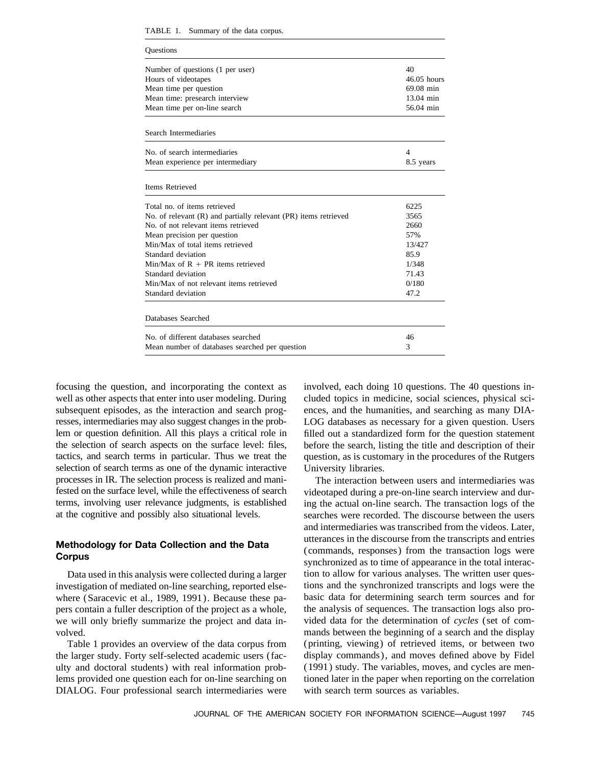TABLE 1. Summary of the data corpus.

| | |
|---|---|
| **Questions** | |
| Number of questions (1 per user) | 40 |
| Hours of videotapes | 46.05 hours |
| Mean time per question | 69.08 min |
| Mean time: presearch interview | 13.04 min |
| Mean time per on-line search | 56.04 min |
| **Search Intermediaries** | |
| No. of search intermediaries | 4 |
| Mean experience per intermediary | 8.5 years |
| **Items Retrieved** | |
| Total no. of items retrieved | 6225 |
| No. of relevant (R) and partially relevant (PR) items retrieved | 3565 |
| No. of not relevant items retrieved | 2660 |
| Mean precision per question | 57% |
| Min/Max of total items retrieved | 13/427 |
| Standard deviation | 85.9 |
| Min/Max of R + PR items retrieved | 1/348 |
| Standard deviation | 71.43 |
| Min/Max of not relevant items retrieved | 0/180 |
| Standard deviation | 47.2 |
| **Databases Searched** | |
| No. of different databases searched | 46 |
| Mean number of databases searched per question | 3 |

focusing the question, and incorporating the context as well as other aspects that enter into user modeling. During subsequent episodes, as the interaction and search progresses, intermediaries may also suggest changes in the problem or question definition. All this plays a critical role in the selection of search aspects on the surface level: files, tactics, and search terms in particular. Thus we treat the selection of search terms as one of the dynamic interactive processes in IR. The selection process is realized and manifested on the surface level, while the effectiveness of search terms, involving user relevance judgments, is established at the cognitive and possibly also situational levels.

### Methodology for Data Collection and the Data Corpus

Data used in this analysis were collected during a larger investigation of mediated on-line searching, reported elsewhere (Saracevic et al., 1989, 1991). Because these papers contain a fuller description of the project as a whole, we will only briefly summarize the project and data involved.

Table 1 provides an overview of the data corpus from the larger study. Forty self-selected academic users (faculty and doctoral students) with real information problems provided one question each for on-line searching on DIALOG. Four professional search intermediaries were involved, each doing 10 questions. The 40 questions included topics in medicine, social sciences, physical sciences, and the humanities, and searching as many DIALOG databases as necessary for a given question. Users filled out a standardized form for the question statement before the search, listing the title and description of their question, as is customary in the procedures of the Rutgers University libraries.

The interaction between users and intermediaries was videotaped during a pre-on-line search interview and during the actual on-line search. The transaction logs of the searches were recorded. The discourse between the users and intermediaries was transcribed from the videos. Later, utterances in the discourse from the transcripts and entries (commands, responses) from the transaction logs were synchronized as to time of appearance in the total interaction to allow for various analyses. The written user questions and the synchronized transcripts and logs were the basic data for determining search term sources and for the analysis of sequences. The transaction logs also provided data for the determination of *cycles* (set of commands between the beginning of a search and the display (printing, viewing) of retrieved items, or between two display commands), and moves defined above by Fidel (1991) study. The variables, moves, and cycles are mentioned later in the paper when reporting on the correlation with search term sources as variables.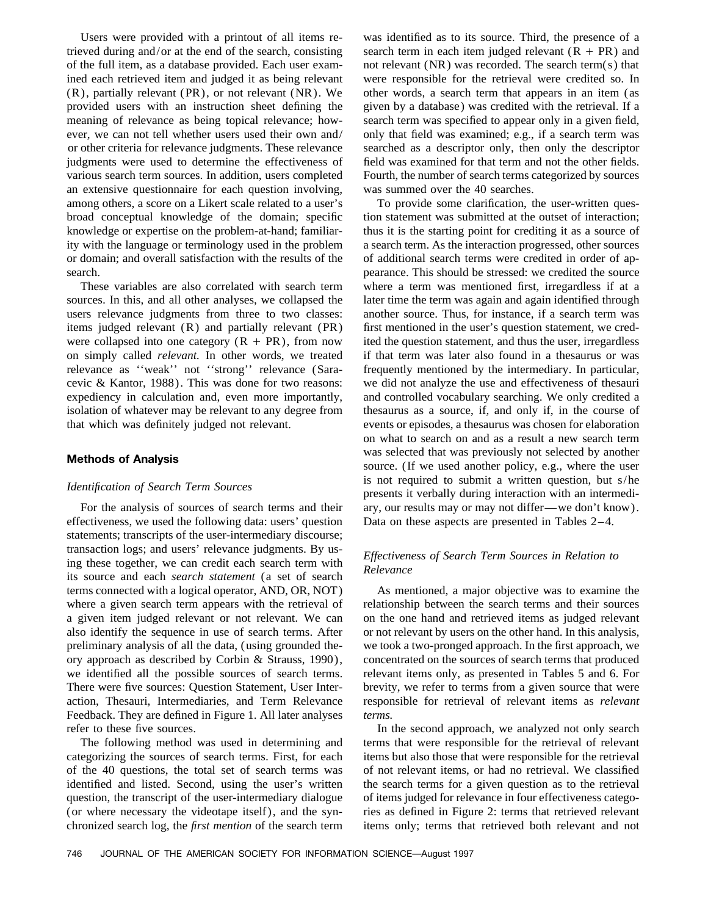Users were provided with a printout of all items retrieved during and/or at the end of the search, consisting of the full item, as a database provided. Each user examined each retrieved item and judged it as being relevant (R), partially relevant (PR), or not relevant (NR). We provided users with an instruction sheet defining the meaning of relevance as being topical relevance; however, we can not tell whether users used their own and/or other criteria for relevance judgments. These relevance judgments were used to determine the effectiveness of various search term sources. In addition, users completed an extensive questionnaire for each question involving, among others, a score on a Likert scale related to a user's broad conceptual knowledge of the domain; specific knowledge or expertise on the problem-at-hand; familiarity with the language or terminology used in the problem or domain; and overall satisfaction with the results of the search.

These variables are also correlated with search term sources. In this, and all other analyses, we collapsed the users relevance judgments from three to two classes: items judged relevant (R) and partially relevant (PR) were collapsed into one category (R + PR), from now on simply called *relevant.* In other words, we treated relevance as ''weak'' not ''strong'' relevance (Saracevic & Kantor, 1988). This was done for two reasons: expediency in calculation and, even more importantly, isolation of whatever may be relevant to any degree from that which was definitely judged not relevant.

## Methods of Analysis

### *Identification of Search Term Sources*

For the analysis of sources of search terms and their effectiveness, we used the following data: users' question statements; transcripts of the user-intermediary discourse; transaction logs; and users' relevance judgments. By using these together, we can credit each search term with its source and each *search statement* (a set of search terms connected with a logical operator, AND, OR, NOT) where a given search term appears with the retrieval of a given item judged relevant or not relevant. We can also identify the sequence in use of search terms. After preliminary analysis of all the data, (using grounded theory approach as described by Corbin & Strauss, 1990), we identified all the possible sources of search terms. There were five sources: Question Statement, User Interaction, Thesauri, Intermediaries, and Term Relevance Feedback. They are defined in Figure 1. All later analyses refer to these five sources.

The following method was used in determining and categorizing the sources of search terms. First, for each of the 40 questions, the total set of search terms was identified and listed. Second, using the user's written question, the transcript of the user-intermediary dialogue (or where necessary the videotape itself), and the synchronized search log, the *first mention* of the search term was identified as to its source. Third, the presence of a search term in each item judged relevant (R + PR) and not relevant (NR) was recorded. The search term(s) that were responsible for the retrieval were credited so. In other words, a search term that appears in an item (as given by a database) was credited with the retrieval. If a search term was specified to appear only in a given field, only that field was examined; e.g., if a search term was searched as a descriptor only, then only the descriptor field was examined for that term and not the other fields. Fourth, the number of search terms categorized by sources was summed over the 40 searches.

To provide some clarification, the user-written question statement was submitted at the outset of interaction; thus it is the starting point for crediting it as a source of a search term. As the interaction progressed, other sources of additional search terms were credited in order of appearance. This should be stressed: we credited the source where a term was mentioned first, irregardless if at a later time the term was again and again identified through another source. Thus, for instance, if a search term was first mentioned in the user's question statement, we credited the question statement, and thus the user, irregardless if that term was later also found in a thesaurus or was frequently mentioned by the intermediary. In particular, we did not analyze the use and effectiveness of thesauri and controlled vocabulary searching. We only credited a thesaurus as a source, if, and only if, in the course of events or episodes, a thesaurus was chosen for elaboration on what to search on and as a result a new search term was selected that was previously not selected by another source. (If we used another policy, e.g., where the user is not required to submit a written question, but s/he presents it verbally during interaction with an intermediary, our results may or may not differ—we don't know). Data on these aspects are presented in Tables 2–4.

### *Effectiveness of Search Term Sources in Relation to Relevance*

As mentioned, a major objective was to examine the relationship between the search terms and their sources on the one hand and retrieved items as judged relevant or not relevant by users on the other hand. In this analysis, we took a two-pronged approach. In the first approach, we concentrated on the sources of search terms that produced relevant items only, as presented in Tables 5 and 6. For brevity, we refer to terms from a given source that were responsible for retrieval of relevant items as *relevant terms.*

In the second approach, we analyzed not only search terms that were responsible for the retrieval of relevant items but also those that were responsible for the retrieval of not relevant items, or had no retrieval. We classified the search terms for a given question as to the retrieval of items judged for relevance in four effectiveness categories as defined in Figure 2: terms that retrieved relevant items only; terms that retrieved both relevant and not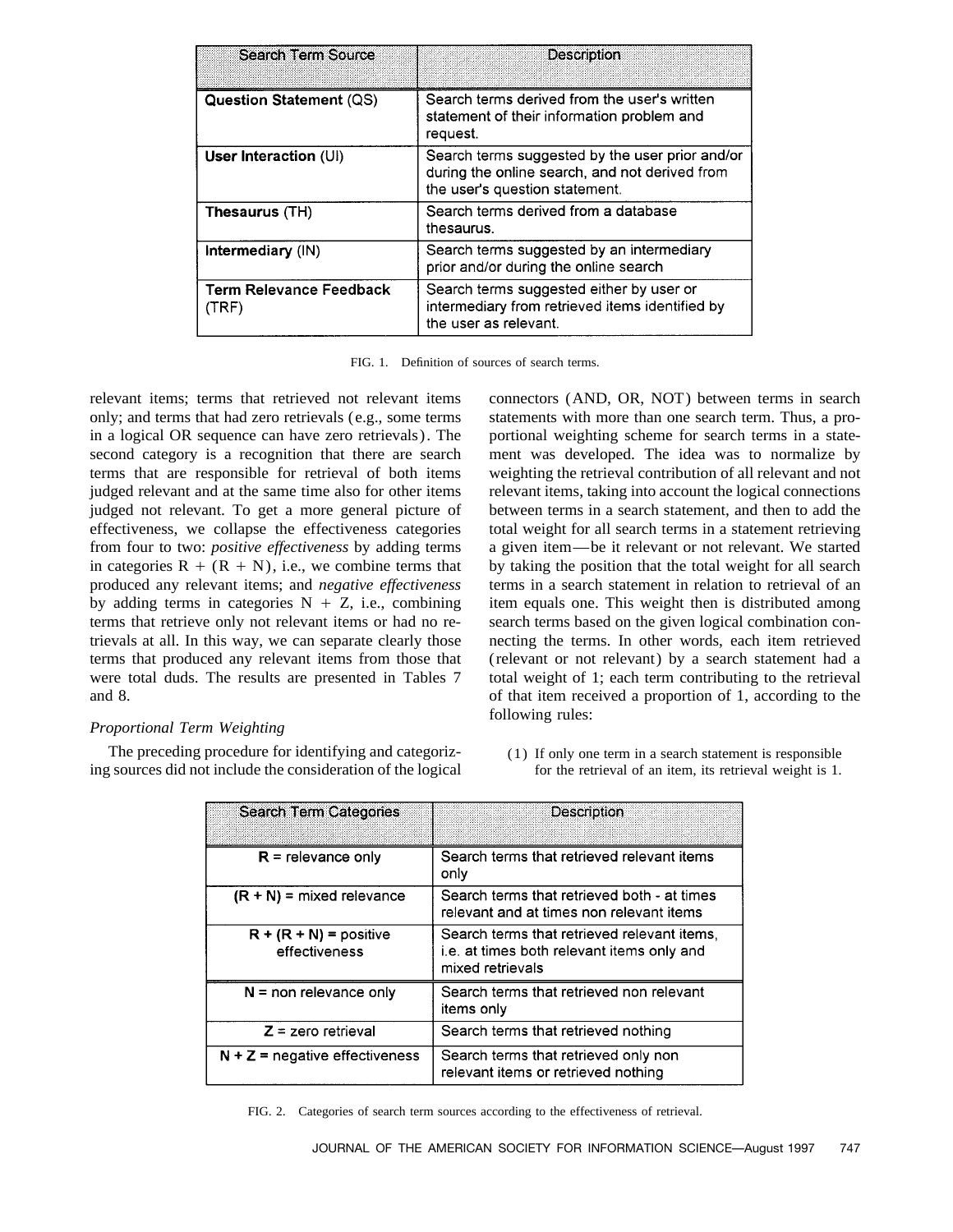| Search Term Source | Description |
|---|---|
| **Question Statement** (QS) | Search terms derived from the user's written statement of their information problem and request. |
| **User Interaction** (UI) | Search terms suggested by the user prior and/or during the online search, and not derived from the user's question statement. |
| **Thesaurus** (TH) | Search terms derived from a database thesaurus. |
| **Intermediary** (IN) | Search terms suggested by an intermediary prior and/or during the online search |
| **Term Relevance Feedback** (TRF) | Search terms suggested either by user or intermediary from retrieved items identified by the user as relevant. |

FIG. 1. Definition of sources of search terms.

relevant items; terms that retrieved not relevant items only; and terms that had zero retrievals (e.g., some terms in a logical OR sequence can have zero retrievals). The second category is a recognition that there are search terms that are responsible for retrieval of both items judged relevant and at the same time also for other items judged not relevant. To get a more general picture of effectiveness, we collapse the effectiveness categories from four to two: *positive effectiveness* by adding terms in categories R + (R + N), i.e., we combine terms that produced any relevant items; and *negative effectiveness* by adding terms in categories N + Z, i.e., combining terms that retrieve only not relevant items or had no retrievals at all. In this way, we can separate clearly those terms that produced any relevant items from those that were total duds. The results are presented in Tables 7 and 8.

### *Proportional Term Weighting*

The preceding procedure for identifying and categorizing sources did not include the consideration of the logical connectors (AND, OR, NOT) between terms in search statements with more than one search term. Thus, a proportional weighting scheme for search terms in a statement was developed. The idea was to normalize by weighting the retrieval contribution of all relevant and not relevant items, taking into account the logical connections between terms in a search statement, and then to add the total weight for all search terms in a statement retrieving a given item—be it relevant or not relevant. We started by taking the position that the total weight for all search terms in a search statement in relation to retrieval of an item equals one. This weight then is distributed among search terms based on the given logical combination connecting the terms. In other words, each item retrieved (relevant or not relevant) by a search statement had a total weight of 1; each term contributing to the retrieval of that item received a proportion of 1, according to the following rules:

(1) If only one term in a search statement is responsible for the retrieval of an item, its retrieval weight is 1.

| Search Term Categories | Description |
|---|---|
| **R** = relevance only | Search terms that retrieved relevant items only |
| **(R + N)** = mixed relevance | Search terms that retrieved both - at times relevant and at times non relevant items |
| **R + (R + N) =** positive effectiveness | Search terms that retrieved relevant items, i.e. at times both relevant items only and mixed retrievals |
| **N** = non relevance only | Search terms that retrieved non relevant items only |
| **Z** = zero retrieval | Search terms that retrieved nothing |
| **N + Z** = negative effectiveness | Search terms that retrieved only non relevant items or retrieved nothing |

FIG. 2. Categories of search term sources according to the effectiveness of retrieval.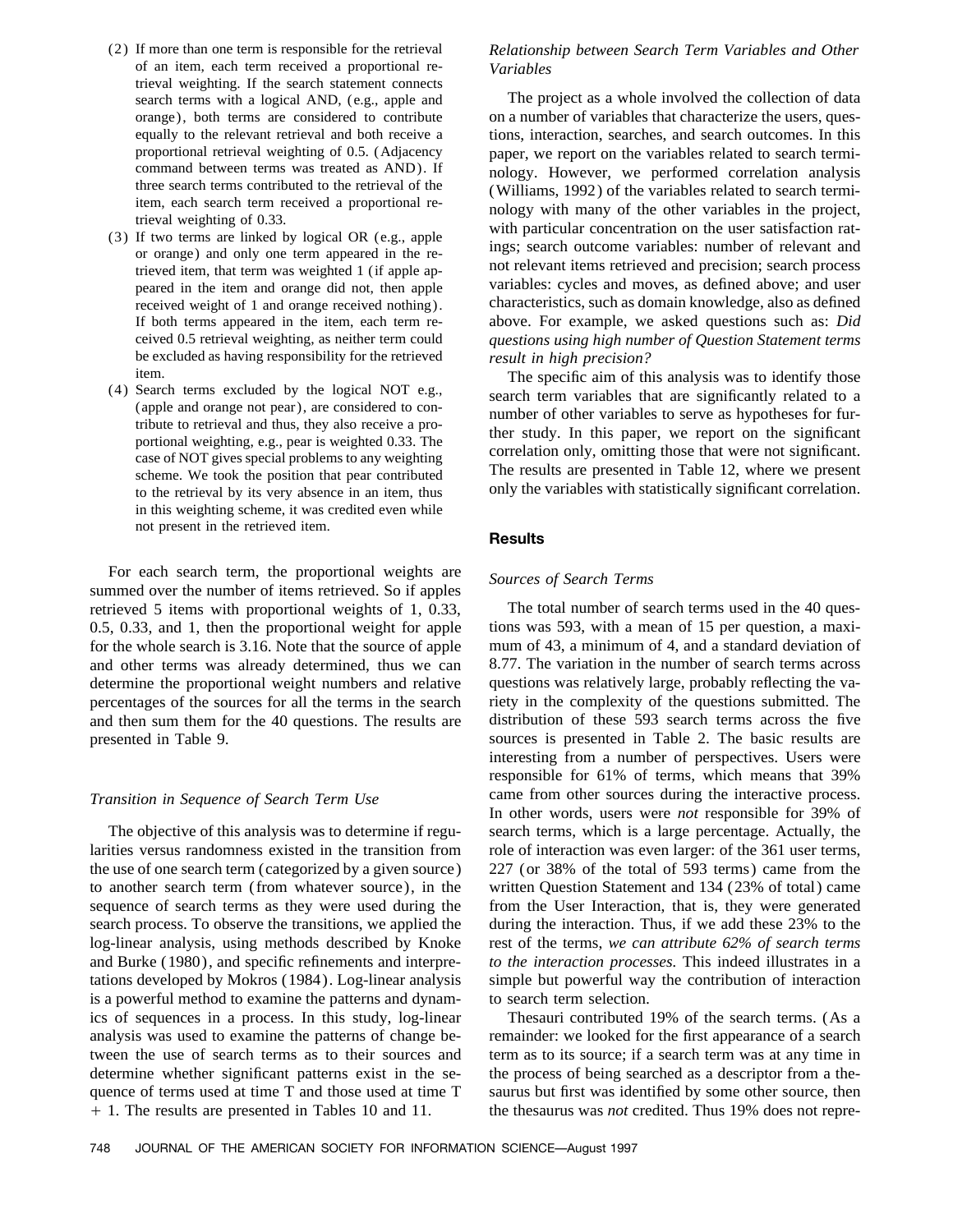(2) If more than one term is responsible for the retrieval of an item, each term received a proportional retrieval weighting. If the search statement connects search terms with a logical AND, (e.g., apple and orange), both terms are considered to contribute equally to the relevant retrieval and both receive a proportional retrieval weighting of 0.5. (Adjacency command between terms was treated as AND). If three search terms contributed to the retrieval of the item, each search term received a proportional retrieval weighting of 0.33.

(3) If two terms are linked by logical OR (e.g., apple or orange) and only one term appeared in the retrieved item, that term was weighted 1 (if apple appeared in the item and orange did not, then apple received weight of 1 and orange received nothing). If both terms appeared in the item, each term received 0.5 retrieval weighting, as neither term could be excluded as having responsibility for the retrieved item.

(4) Search terms excluded by the logical NOT e.g., (apple and orange not pear), are considered to contribute to retrieval and thus, they also receive a proportional weighting, e.g., pear is weighted 0.33. The case of NOT gives special problems to any weighting scheme. We took the position that pear contributed to the retrieval by its very absence in an item, thus in this weighting scheme, it was credited even while not present in the retrieved item.

For each search term, the proportional weights are summed over the number of items retrieved. So if apples retrieved 5 items with proportional weights of 1, 0.33, 0.5, 0.33, and 1, then the proportional weight for apple for the whole search is 3.16. Note that the source of apple and other terms was already determined, thus we can determine the proportional weight numbers and relative percentages of the sources for all the terms in the search and then sum them for the 40 questions. The results are presented in Table 9.

### *Transition in Sequence of Search Term Use*

The objective of this analysis was to determine if regularities versus randomness existed in the transition from the use of one search term (categorized by a given source) to another search term (from whatever source), in the sequence of search terms as they were used during the search process. To observe the transitions, we applied the log-linear analysis, using methods described by Knoke and Burke (1980), and specific refinements and interpretations developed by Mokros (1984). Log-linear analysis is a powerful method to examine the patterns and dynamics of sequences in a process. In this study, log-linear analysis was used to examine the patterns of change between the use of search terms as to their sources and determine whether significant patterns exist in the sequence of terms used at time T and those used at time T + 1. The results are presented in Tables 10 and 11.

### *Relationship between Search Term Variables and Other Variables*

The project as a whole involved the collection of data on a number of variables that characterize the users, questions, interaction, searches, and search outcomes. In this paper, we report on the variables related to search terminology. However, we performed correlation analysis (Williams, 1992) of the variables related to search terminology with many of the other variables in the project, with particular concentration on the user satisfaction ratings; search outcome variables: number of relevant and not relevant items retrieved and precision; search process variables: cycles and moves, as defined above; and user characteristics, such as domain knowledge, also as defined above. For example, we asked questions such as: *Did questions using high number of Question Statement terms result in high precision?*

The specific aim of this analysis was to identify those search term variables that are significantly related to a number of other variables to serve as hypotheses for further study. In this paper, we report on the significant correlation only, omitting those that were not significant. The results are presented in Table 12, where we present only the variables with statistically significant correlation.

## Results

### *Sources of Search Terms*

The total number of search terms used in the 40 questions was 593, with a mean of 15 per question, a maximum of 43, a minimum of 4, and a standard deviation of 8.77. The variation in the number of search terms across questions was relatively large, probably reflecting the variety in the complexity of the questions submitted. The distribution of these 593 search terms across the five sources is presented in Table 2. The basic results are interesting from a number of perspectives. Users were responsible for 61% of terms, which means that 39% came from other sources during the interactive process. In other words, users were *not* responsible for 39% of search terms, which is a large percentage. Actually, the role of interaction was even larger: of the 361 user terms, 227 (or 38% of the total of 593 terms) came from the written Question Statement and 134 (23% of total) came from the User Interaction, that is, they were generated during the interaction. Thus, if we add these 23% to the rest of the terms, *we can attribute 62% of search terms to the interaction processes.* This indeed illustrates in a simple but powerful way the contribution of interaction to search term selection.

Thesauri contributed 19% of the search terms. (As a remainder: we looked for the first appearance of a search term as to its source; if a search term was at any time in the process of being searched as a descriptor from a thesaurus but first was identified by some other source, then the thesaurus was *not* credited. Thus 19% does not repre-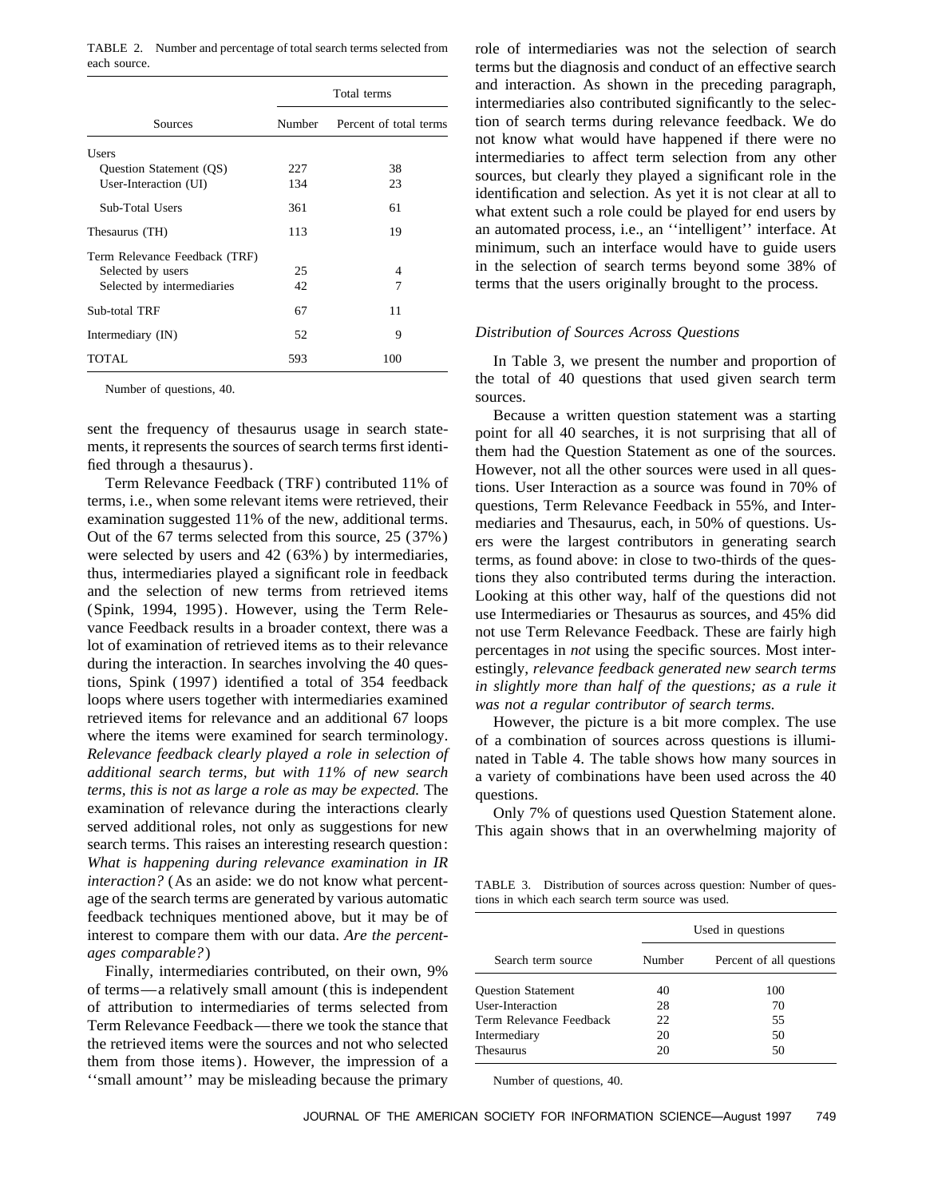TABLE 2. Number and percentage of total search terms selected from each source.

| Sources | Total terms | |
|---|---|---|
| | Number | Percent of total terms |
| Users | | |
| Question Statement (QS) | 227 | 38 |
| User-Interaction (UI) | 134 | 23 |
| Sub-Total Users | 361 | 61 |
| Thesaurus (TH) | 113 | 19 |
| Term Relevance Feedback (TRF) | | |
| Selected by users | 25 | 4 |
| Selected by intermediaries | 42 | 7 |
| Sub-total TRF | 67 | 11 |
| Intermediary (IN) | 52 | 9 |
| TOTAL | 593 | 100 |

Number of questions, 40.

sent the frequency of thesaurus usage in search statements, it represents the sources of search terms first identified through a thesaurus).

Term Relevance Feedback (TRF) contributed 11% of terms, i.e., when some relevant items were retrieved, their examination suggested 11% of the new, additional terms. Out of the 67 terms selected from this source, 25 (37%) were selected by users and 42 (63%) by intermediaries, thus, intermediaries played a significant role in feedback and the selection of new terms from retrieved items (Spink, 1994, 1995). However, using the Term Relevance Feedback results in a broader context, there was a lot of examination of retrieved items as to their relevance during the interaction. In searches involving the 40 questions, Spink (1997) identified a total of 354 feedback loops where users together with intermediaries examined retrieved items for relevance and an additional 67 loops where the items were examined for search terminology. *Relevance feedback clearly played a role in selection of additional search terms, but with 11% of new search terms, this is not as large a role as may be expected.* The examination of relevance during the interactions clearly served additional roles, not only as suggestions for new search terms. This raises an interesting research question: *What is happening during relevance examination in IR interaction?* (As an aside: we do not know what percentage of the search terms are generated by various automatic feedback techniques mentioned above, but it may be of interest to compare them with our data. *Are the percentages comparable?*)

Finally, intermediaries contributed, on their own, 9% of terms—a relatively small amount (this is independent of attribution to intermediaries of terms selected from Term Relevance Feedback—there we took the stance that the retrieved items were the sources and not who selected them from those items). However, the impression of a ''small amount'' may be misleading because the primary role of intermediaries was not the selection of search terms but the diagnosis and conduct of an effective search and interaction. As shown in the preceding paragraph, intermediaries also contributed significantly to the selection of search terms during relevance feedback. We do not know what would have happened if there were no intermediaries to affect term selection from any other sources, but clearly they played a significant role in the identification and selection. As yet it is not clear at all to what extent such a role could be played for end users by an automated process, i.e., an ''intelligent'' interface. At minimum, such an interface would have to guide users in the selection of search terms beyond some 38% of terms that the users originally brought to the process.

### *Distribution of Sources Across Questions*

In Table 3, we present the number and proportion of the total of 40 questions that used given search term sources.

Because a written question statement was a starting point for all 40 searches, it is not surprising that all of them had the Question Statement as one of the sources. However, not all the other sources were used in all questions. User Interaction as a source was found in 70% of questions, Term Relevance Feedback in 55%, and Intermediaries and Thesaurus, each, in 50% of questions. Users were the largest contributors in generating search terms, as found above: in close to two-thirds of the questions they also contributed terms during the interaction. Looking at this other way, half of the questions did not use Intermediaries or Thesaurus as sources, and 45% did not use Term Relevance Feedback. These are fairly high percentages in *not* using the specific sources. Most interestingly, *relevance feedback generated new search terms in slightly more than half of the questions; as a rule it was not a regular contributor of search terms.*

However, the picture is a bit more complex. The use of a combination of sources across questions is illuminated in Table 4. The table shows how many sources in a variety of combinations have been used across the 40 questions.

Only 7% of questions used Question Statement alone. This again shows that in an overwhelming majority of

TABLE 3. Distribution of sources across question: Number of questions in which each search term source was used.

| Search term source | Used in questions | |
|---|---|---|
| | Number | Percent of all questions |
| Question Statement | 40 | 100 |
| User-Interaction | 28 | 70 |
| Term Relevance Feedback | 22 | 55 |
| Intermediary | 20 | 50 |
| Thesaurus | 20 | 50 |

Number of questions, 40.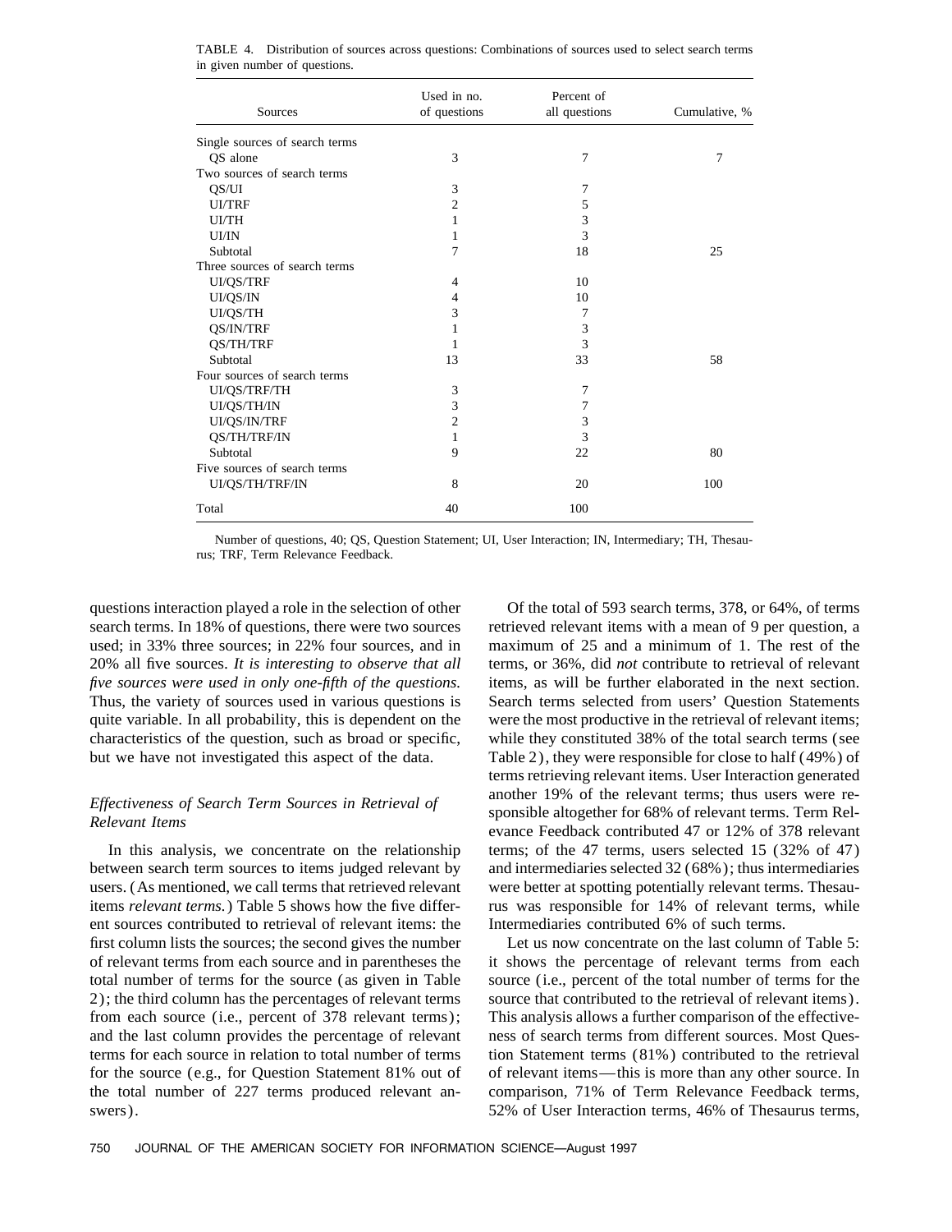TABLE 4. Distribution of sources across questions: Combinations of sources used to select search terms in given number of questions.

| Sources | Used in no. of questions | Percent of all questions | Cumulative, % |
|---|---|---|---|
| Single sources of search terms | | | |
| QS alone | 3 | 7 | 7 |
| Two sources of search terms | | | |
| QS/UI | 3 | 7 | |
| UI/TRF | 2 | 5 | |
| UI/TH | 1 | 3 | |
| UI/IN | 1 | 3 | |
| Subtotal | 7 | 18 | 25 |
| Three sources of search terms | | | |
| UI/QS/TRF | 4 | 10 | |
| UI/QS/IN | 4 | 10 | |
| UI/QS/TH | 3 | 7 | |
| QS/IN/TRF | 1 | 3 | |
| QS/TH/TRF | 1 | 3 | |
| Subtotal | 13 | 33 | 58 |
| Four sources of search terms | | | |
| UI/QS/TRF/TH | 3 | 7 | |
| UI/QS/TH/IN | 3 | 7 | |
| UI/QS/IN/TRF | 2 | 3 | |
| QS/TH/TRF/IN | 1 | 3 | |
| Subtotal | 9 | 22 | 80 |
| Five sources of search terms | | | |
| UI/QS/TH/TRF/IN | 8 | 20 | 100 |
| Total | 40 | 100 | |

Number of questions, 40; QS, Question Statement; UI, User Interaction; IN, Intermediary; TH, Thesaurus; TRF, Term Relevance Feedback.

questions interaction played a role in the selection of other search terms. In 18% of questions, there were two sources used; in 33% three sources; in 22% four sources, and in 20% all five sources. *It is interesting to observe that all five sources were used in only one-fifth of the questions.* Thus, the variety of sources used in various questions is quite variable. In all probability, this is dependent on the characteristics of the question, such as broad or specific, but we have not investigated this aspect of the data.

### *Effectiveness of Search Term Sources in Retrieval of Relevant Items*

In this analysis, we concentrate on the relationship between search term sources to items judged relevant by users. (As mentioned, we call terms that retrieved relevant items *relevant terms.*) Table 5 shows how the five different sources contributed to retrieval of relevant items: the first column lists the sources; the second gives the number of relevant terms from each source and in parentheses the total number of terms for the source (as given in Table 2); the third column has the percentages of relevant terms from each source (i.e., percent of 378 relevant terms); and the last column provides the percentage of relevant terms for each source in relation to total number of terms for the source (e.g., for Question Statement 81% out of the total number of 227 terms produced relevant answers).

Of the total of 593 search terms, 378, or 64%, of terms retrieved relevant items with a mean of 9 per question, a maximum of 25 and a minimum of 1. The rest of the terms, or 36%, did *not* contribute to retrieval of relevant items, as will be further elaborated in the next section. Search terms selected from users' Question Statements were the most productive in the retrieval of relevant items; while they constituted 38% of the total search terms (see Table 2), they were responsible for close to half (49%) of terms retrieving relevant items. User Interaction generated another 19% of the relevant terms; thus users were responsible altogether for 68% of relevant terms. Term Relevance Feedback contributed 47 or 12% of 378 relevant terms; of the 47 terms, users selected 15 (32% of 47) and intermediaries selected 32 (68%); thus intermediaries were better at spotting potentially relevant terms. Thesaurus was responsible for 14% of relevant terms, while Intermediaries contributed 6% of such terms.

Let us now concentrate on the last column of Table 5: it shows the percentage of relevant terms from each source (i.e., percent of the total number of terms for the source that contributed to the retrieval of relevant items). This analysis allows a further comparison of the effectiveness of search terms from different sources. Most Question Statement terms (81%) contributed to the retrieval of relevant items—this is more than any other source. In comparison, 71% of Term Relevance Feedback terms, 52% of User Interaction terms, 46% of Thesaurus terms,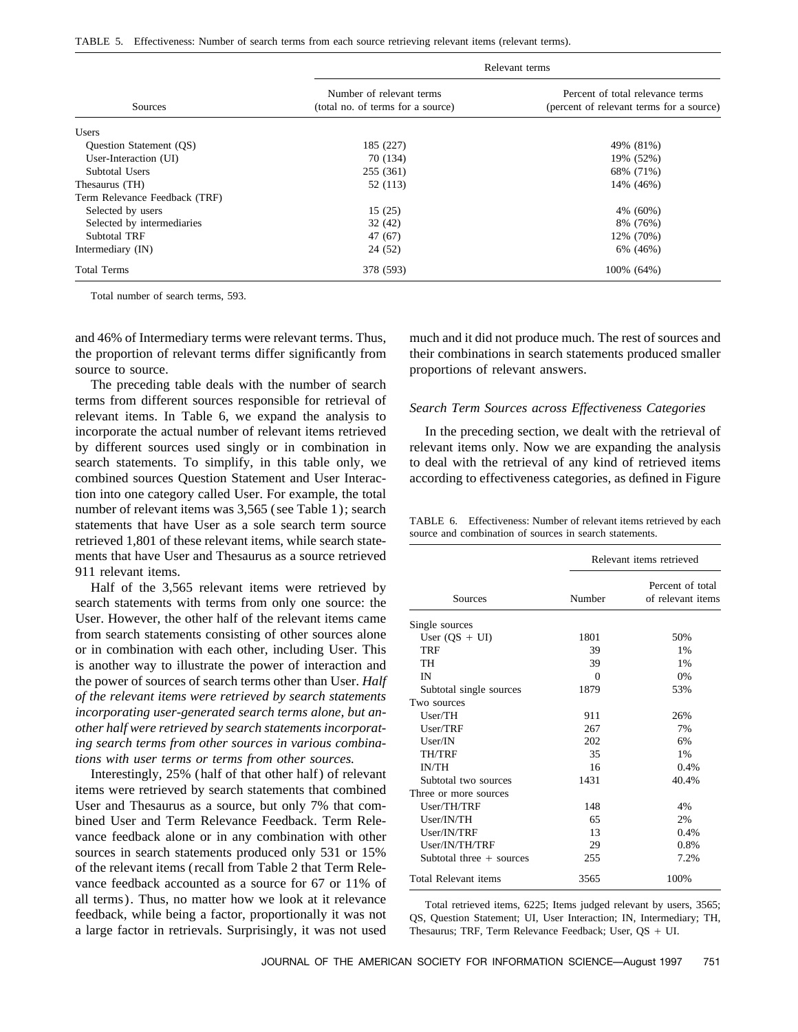TABLE 5. Effectiveness: Number of search terms from each source retrieving relevant items (relevant terms).

| Sources | Relevant terms | |
|---|---|---|
| | Number of relevant terms (total no. of terms for a source) | Percent of total relevance terms (percent of relevant terms for a source) |
| Users | | |
| Question Statement (QS) | 185 (227) | 49% (81%) |
| User-Interaction (UI) | 70 (134) | 19% (52%) |
| Subtotal Users | 255 (361) | 68% (71%) |
| Thesaurus (TH) | 52 (113) | 14% (46%) |
| Term Relevance Feedback (TRF) | | |
| Selected by users | 15 (25) | 4% (60%) |
| Selected by intermediaries | 32 (42) | 8% (76%) |
| Subtotal TRF | 47 (67) | 12% (70%) |
| Intermediary (IN) | 24 (52) | 6% (46%) |
| Total Terms | 378 (593) | 100% (64%) |

Total number of search terms, 593.

and 46% of Intermediary terms were relevant terms. Thus, the proportion of relevant terms differ significantly from source to source.

The preceding table deals with the number of search terms from different sources responsible for retrieval of relevant items. In Table 6, we expand the analysis to incorporate the actual number of relevant items retrieved by different sources used singly or in combination in search statements. To simplify, in this table only, we combined sources Question Statement and User Interaction into one category called User. For example, the total number of relevant items was 3,565 (see Table 1); search statements that have User as a sole search term source retrieved 1,801 of these relevant items, while search statements that have User and Thesaurus as a source retrieved 911 relevant items.

Half of the 3,565 relevant items were retrieved by search statements with terms from only one source: the User. However, the other half of the relevant items came from search statements consisting of other sources alone or in combination with each other, including User. This is another way to illustrate the power of interaction and the power of sources of search terms other than User. *Half of the relevant items were retrieved by search statements incorporating user-generated search terms alone, but another half were retrieved by search statements incorporating search terms from other sources in various combinations with user terms or terms from other sources.*

Interestingly, 25% (half of that other half) of relevant items were retrieved by search statements that combined User and Thesaurus as a source, but only 7% that combined User and Term Relevance Feedback. Term Relevance feedback alone or in any combination with other sources in search statements produced only 531 or 15% of the relevant items (recall from Table 2 that Term Relevance feedback accounted as a source for 67 or 11% of all terms). Thus, no matter how we look at it relevance feedback, while being a factor, proportionally it was not a large factor in retrievals. Surprisingly, it was not used much and it did not produce much. The rest of sources and their combinations in search statements produced smaller proportions of relevant answers.

TABLE 6. Effectiveness: Number of relevant items retrieved by each source and combination of sources in search statements.

| Sources | Relevant items retrieved | |
|---|---|---|
| | Number | Percent of total of relevant items |
| Single sources | | |
| User (QS + UI) | 1801 | 50% |
| TRF | 39 | 1% |
| TH | 39 | 1% |
| IN | 0 | 0% |
| Subtotal single sources | 1879 | 53% |
| Two sources | | |
| User/TH | 911 | 26% |
| User/TRF | 267 | 7% |
| User/IN | 202 | 6% |
| TH/TRF | 35 | 1% |
| IN/TH | 16 | 0.4% |
| Subtotal two sources | 1431 | 40.4% |
| Three or more sources | | |
| User/TH/TRF | 148 | 4% |
| User/IN/TH | 65 | 2% |
| User/IN/TRF | 13 | 0.4% |
| User/IN/TH/TRF | 29 | 0.8% |
| Subtotal three + sources | 255 | 7.2% |
| Total Relevant items | 3565 | 100% |

Total retrieved items, 6225; Items judged relevant by users, 3565; QS, Question Statement; UI, User Interaction; IN, Intermediary; TH, Thesaurus; TRF, Term Relevance Feedback; User, QS + UI.

### *Search Term Sources across Effectiveness Categories*

In the preceding section, we dealt with the retrieval of relevant items only. Now we are expanding the analysis to deal with the retrieval of any kind of retrieved items according to effectiveness categories, as defined in Figure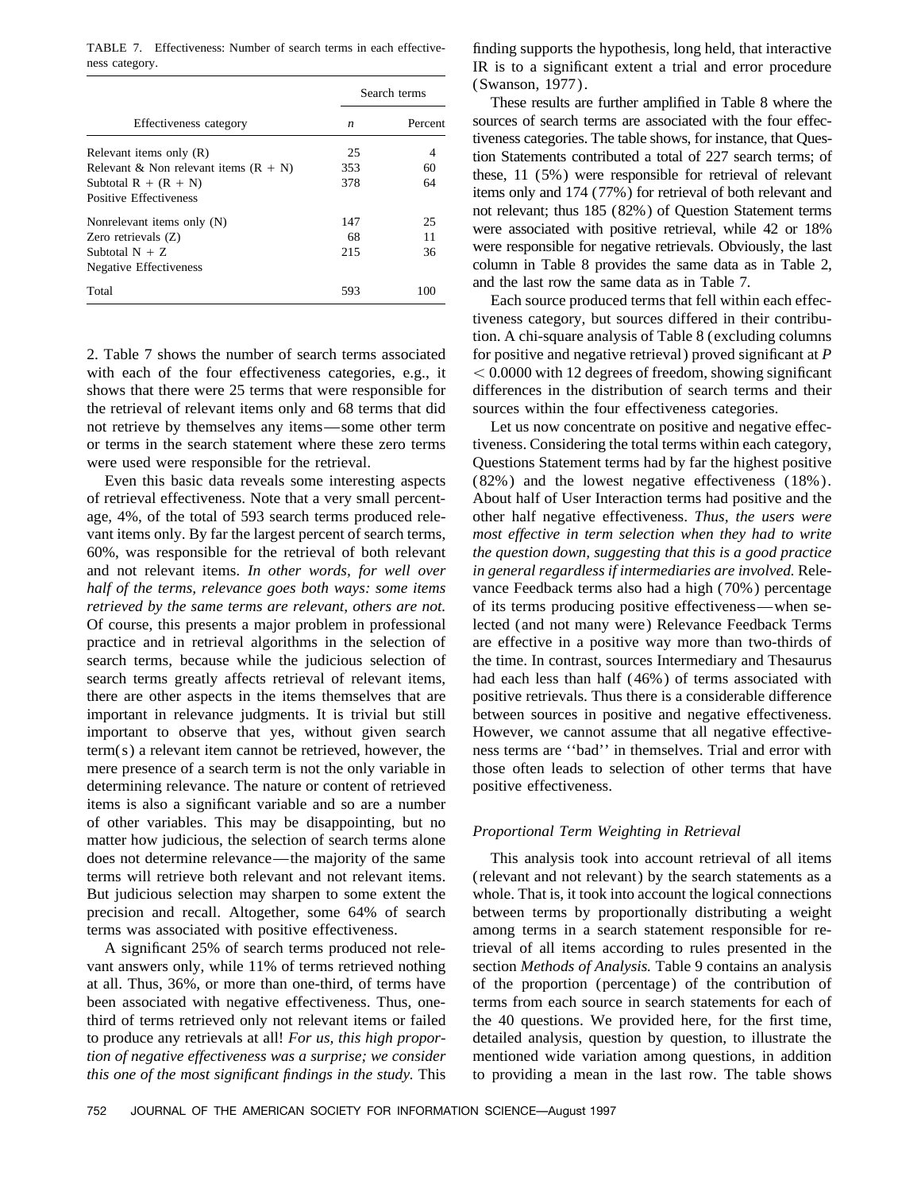TABLE 7. Effectiveness: Number of search terms in each effectiveness category.

| Effectiveness category | Search terms $n$ | Search terms Percent |
|---|---|---|
| Relevant items only (R) | 25 | 4 |
| Relevant & Non relevant items (R + N) | 353 | 60 |
| Subtotal R + (R + N) Positive Effectiveness | 378 | 64 |
| Nonrelevant items only (N) | 147 | 25 |
| Zero retrievals (Z) | 68 | 11 |
| Subtotal N + Z Negative Effectiveness | 215 | 36 |
| Total | 593 | 100 |

2. Table 7 shows the number of search terms associated with each of the four effectiveness categories, e.g., it shows that there were 25 terms that were responsible for the retrieval of relevant items only and 68 terms that did not retrieve by themselves any items—some other term or terms in the search statement where these zero terms were used were responsible for the retrieval.

Even this basic data reveals some interesting aspects of retrieval effectiveness. Note that a very small percentage, 4%, of the total of 593 search terms produced relevant items only. By far the largest percent of search terms, 60%, was responsible for the retrieval of both relevant and not relevant items. *In other words, for well over half of the terms, relevance goes both ways: some items retrieved by the same terms are relevant, others are not.* Of course, this presents a major problem in professional practice and in retrieval algorithms in the selection of search terms, because while the judicious selection of search terms greatly affects retrieval of relevant items, there are other aspects in the items themselves that are important in relevance judgments. It is trivial but still important to observe that yes, without given search term(s) a relevant item cannot be retrieved, however, the mere presence of a search term is not the only variable in determining relevance. The nature or content of retrieved items is also a significant variable and so are a number of other variables. This may be disappointing, but no matter how judicious, the selection of search terms alone does not determine relevance—the majority of the same terms will retrieve both relevant and not relevant items. But judicious selection may sharpen to some extent the precision and recall. Altogether, some 64% of search terms was associated with positive effectiveness.

A significant 25% of search terms produced not relevant answers only, while 11% of terms retrieved nothing at all. Thus, 36%, or more than one-third, of terms have been associated with negative effectiveness. Thus, one-third of terms retrieved only not relevant items or failed to produce any retrievals at all! *For us, this high proportion of negative effectiveness was a surprise; we consider this one of the most significant findings in the study.* This finding supports the hypothesis, long held, that interactive IR is to a significant extent a trial and error procedure (Swanson, 1977).

These results are further amplified in Table 8 where the sources of search terms are associated with the four effectiveness categories. The table shows, for instance, that Question Statements contributed a total of 227 search terms; of these, 11 (5%) were responsible for retrieval of relevant items only and 174 (77%) for retrieval of both relevant and not relevant; thus 185 (82%) of Question Statement terms were associated with positive retrieval, while 42 or 18% were responsible for negative retrievals. Obviously, the last column in Table 8 provides the same data as in Table 2, and the last row the same data as in Table 7.

Each source produced terms that fell within each effectiveness category, but sources differed in their contribution. A chi-square analysis of Table 8 (excluding columns for positive and negative retrieval) proved significant at $P < 0.0000$ with 12 degrees of freedom, showing significant differences in the distribution of search terms and their sources within the four effectiveness categories.

Let us now concentrate on positive and negative effectiveness. Considering the total terms within each category, Questions Statement terms had by far the highest positive (82%) and the lowest negative effectiveness (18%). About half of User Interaction terms had positive and the other half negative effectiveness. *Thus, the users were most effective in term selection when they had to write the question down, suggesting that this is a good practice in general regardless if intermediaries are involved.* Relevance Feedback terms also had a high (70%) percentage of its terms producing positive effectiveness—when selected (and not many were) Relevance Feedback Terms are effective in a positive way more than two-thirds of the time. In contrast, sources Intermediary and Thesaurus had each less than half (46%) of terms associated with positive retrievals. Thus there is a considerable difference between sources in positive and negative effectiveness. However, we cannot assume that all negative effectiveness terms are ''bad'' in themselves. Trial and error with those often leads to selection of other terms that have positive effectiveness.

### *Proportional Term Weighting in Retrieval*

This analysis took into account retrieval of all items (relevant and not relevant) by the search statements as a whole. That is, it took into account the logical connections between terms by proportionally distributing a weight among terms in a search statement responsible for retrieval of all items according to rules presented in the section *Methods of Analysis.* Table 9 contains an analysis of the proportion (percentage) of the contribution of terms from each source in search statements for each of the 40 questions. We provided here, for the first time, detailed analysis, question by question, to illustrate the mentioned wide variation among questions, in addition to providing a mean in the last row. The table shows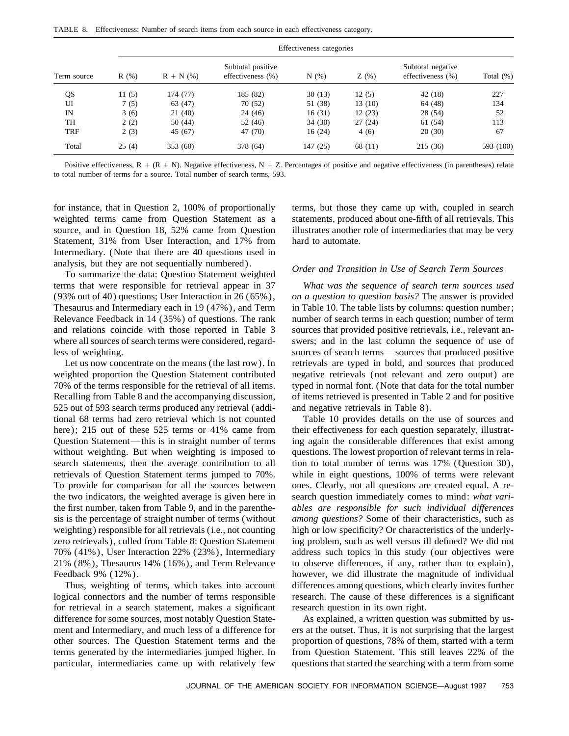TABLE 8. Effectiveness: Number of search items from each source in each effectiveness category.

| Term source | Effectiveness categories | | | | | | |
|---|---|---|---|---|---|---|---|
| | R (%) | R + N (%) | Subtotal positive effectiveness (%) | N (%) | Z (%) | Subtotal negative effectiveness (%) | Total (%) |
| QS | 11 (5) | 174 (77) | 185 (82) | 30 (13) | 12 (5) | 42 (18) | 227 |
| UI | 7 (5) | 63 (47) | 70 (52) | 51 (38) | 13 (10) | 64 (48) | 134 |
| IN | 3 (6) | 21 (40) | 24 (46) | 16 (31) | 12 (23) | 28 (54) | 52 |
| TH | 2 (2) | 50 (44) | 52 (46) | 34 (30) | 27 (24) | 61 (54) | 113 |
| TRF | 2 (3) | 45 (67) | 47 (70) | 16 (24) | 4 (6) | 20 (30) | 67 |
| Total | 25 (4) | 353 (60) | 378 (64) | 147 (25) | 68 (11) | 215 (36) | 593 (100) |

Positive effectiveness, R + (R + N). Negative effectiveness, N + Z. Percentages of positive and negative effectiveness (in parentheses) relate to total number of terms for a source. Total number of search terms, 593.

for instance, that in Question 2, 100% of proportionally weighted terms came from Question Statement as a source, and in Question 18, 52% came from Question Statement, 31% from User Interaction, and 17% from Intermediary. (Note that there are 40 questions used in analysis, but they are not sequentially numbered).

To summarize the data: Question Statement weighted terms that were responsible for retrieval appear in 37 (93% out of 40) questions; User Interaction in 26 (65%), Thesaurus and Intermediary each in 19 (47%), and Term Relevance Feedback in 14 (35%) of questions. The rank and relations coincide with those reported in Table 3 where all sources of search terms were considered, regardless of weighting.

Let us now concentrate on the means (the last row). In weighted proportion the Question Statement contributed 70% of the terms responsible for the retrieval of all items. Recalling from Table 8 and the accompanying discussion, 525 out of 593 search terms produced any retrieval (additional 68 terms had zero retrieval which is not counted here); 215 out of these 525 terms or 41% came from Question Statement—this is in straight number of terms without weighting. But when weighting is imposed to search statements, then the average contribution to all retrievals of Question Statement terms jumped to 70%. To provide for comparison for all the sources between the two indicators, the weighted average is given here in the first number, taken from Table 9, and in the parenthesis is the percentage of straight number of terms (without weighting) responsible for all retrievals (i.e., not counting zero retrievals), culled from Table 8: Question Statement 70% (41%), User Interaction 22% (23%), Intermediary 21% (8%), Thesaurus 14% (16%), and Term Relevance Feedback 9% (12%).

Thus, weighting of terms, which takes into account logical connectors and the number of terms responsible for retrieval in a search statement, makes a significant difference for some sources, most notably Question Statement and Intermediary, and much less of a difference for other sources. The Question Statement terms and the terms generated by the intermediaries jumped higher. In particular, intermediaries came up with relatively few terms, but those they came up with, coupled in search statements, produced about one-fifth of all retrievals. This illustrates another role of intermediaries that may be very hard to automate.

### *Order and Transition in Use of Search Term Sources*

*What was the sequence of search term sources used on a question to question basis?* The answer is provided in Table 10. The table lists by columns: question number; number of search terms in each question; number of term sources that provided positive retrievals, i.e., relevant answers; and in the last column the sequence of use of sources of search terms—sources that produced positive retrievals are typed in bold, and sources that produced negative retrievals (not relevant and zero output) are typed in normal font. (Note that data for the total number of items retrieved is presented in Table 2 and for positive and negative retrievals in Table 8).

Table 10 provides details on the use of sources and their effectiveness for each question separately, illustrating again the considerable differences that exist among questions. The lowest proportion of relevant terms in relation to total number of terms was 17% (Question 30), while in eight questions, 100% of terms were relevant ones. Clearly, not all questions are created equal. A research question immediately comes to mind: *what variables are responsible for such individual differences among questions?* Some of their characteristics, such as high or low specificity? Or characteristics of the underlying problem, such as well versus ill defined? We did not address such topics in this study (our objectives were to observe differences, if any, rather than to explain), however, we did illustrate the magnitude of individual differences among questions, which clearly invites further research. The cause of these differences is a significant research question in its own right.

As explained, a written question was submitted by users at the outset. Thus, it is not surprising that the largest proportion of questions, 78% of them, started with a term from Question Statement. This still leaves 22% of the questions that started the searching with a term from some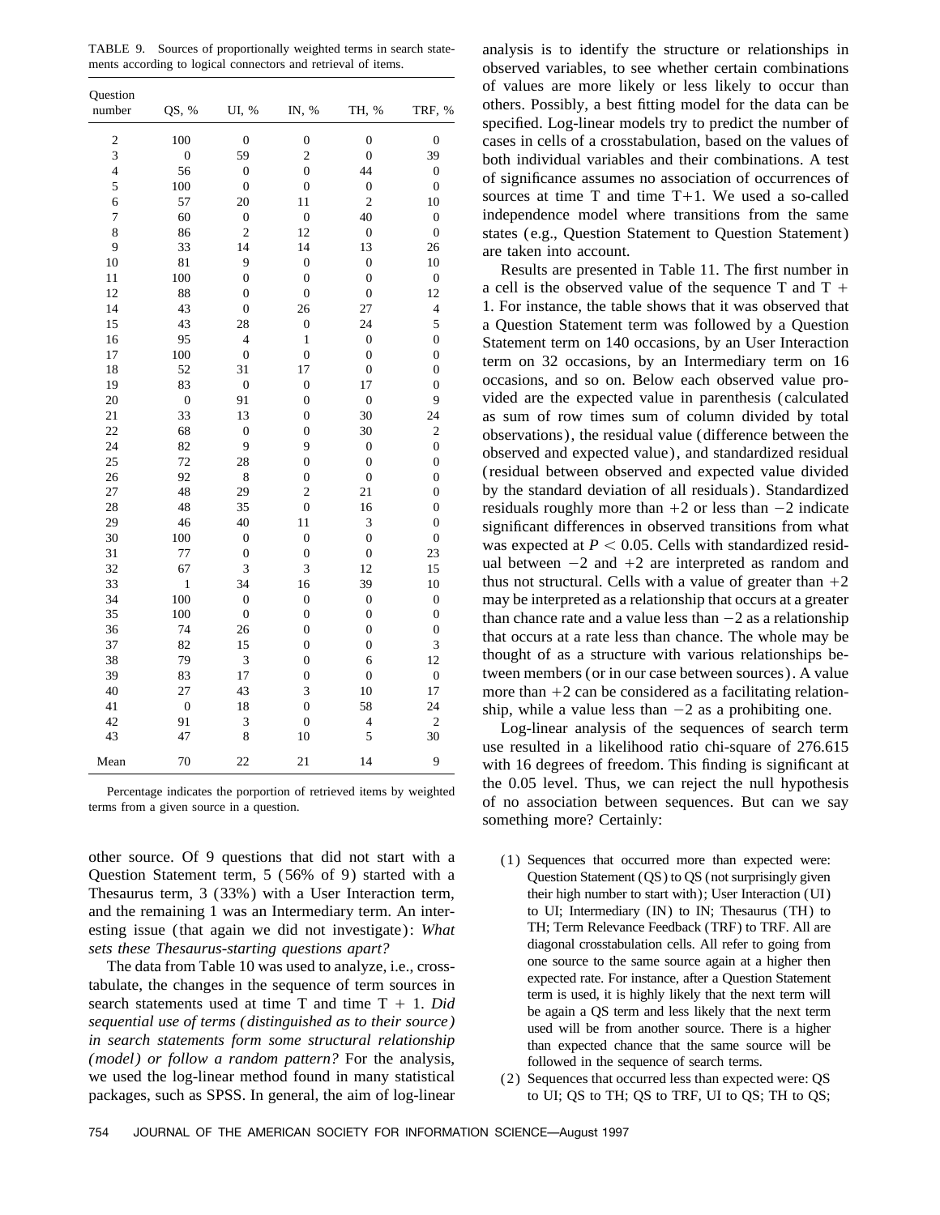TABLE 9. Sources of proportionally weighted terms in search statements according to logical connectors and retrieval of items.

| Question number | QS, % | UI, % | IN, % | TH, % | TRF, % |
|---|---|---|---|---|---|
| 2 | 100 | 0 | 0 | 0 | 0 |
| 3 | 0 | 59 | 2 | 0 | 39 |
| 4 | 56 | 0 | 0 | 44 | 0 |
| 5 | 100 | 0 | 0 | 0 | 0 |
| 6 | 57 | 20 | 11 | 2 | 10 |
| 7 | 60 | 0 | 0 | 40 | 0 |
| 8 | 86 | 2 | 12 | 0 | 0 |
| 9 | 33 | 14 | 14 | 13 | 26 |
| 10 | 81 | 9 | 0 | 0 | 10 |
| 11 | 100 | 0 | 0 | 0 | 0 |
| 12 | 88 | 0 | 0 | 0 | 12 |
| 14 | 43 | 0 | 26 | 27 | 4 |
| 15 | 43 | 28 | 0 | 24 | 5 |
| 16 | 95 | 4 | 1 | 0 | 0 |
| 17 | 100 | 0 | 0 | 0 | 0 |
| 18 | 52 | 31 | 17 | 0 | 0 |
| 19 | 83 | 0 | 0 | 17 | 0 |
| 20 | 0 | 91 | 0 | 0 | 9 |
| 21 | 33 | 13 | 0 | 30 | 24 |
| 22 | 68 | 0 | 0 | 30 | 2 |
| 24 | 82 | 9 | 9 | 0 | 0 |
| 25 | 72 | 28 | 0 | 0 | 0 |
| 26 | 92 | 8 | 0 | 0 | 0 |
| 27 | 48 | 29 | 2 | 21 | 0 |
| 28 | 48 | 35 | 0 | 16 | 0 |
| 29 | 46 | 40 | 11 | 3 | 0 |
| 30 | 100 | 0 | 0 | 0 | 0 |
| 31 | 77 | 0 | 0 | 0 | 23 |
| 32 | 67 | 3 | 3 | 12 | 15 |
| 33 | 1 | 34 | 16 | 39 | 10 |
| 34 | 100 | 0 | 0 | 0 | 0 |
| 35 | 100 | 0 | 0 | 0 | 0 |
| 36 | 74 | 26 | 0 | 0 | 0 |
| 37 | 82 | 15 | 0 | 0 | 3 |
| 38 | 79 | 3 | 0 | 6 | 12 |
| 39 | 83 | 17 | 0 | 0 | 0 |
| 40 | 27 | 43 | 3 | 10 | 17 |
| 41 | 0 | 18 | 0 | 58 | 24 |
| 42 | 91 | 3 | 0 | 4 | 2 |
| 43 | 47 | 8 | 10 | 5 | 30 |
| Mean | 70 | 22 | 21 | 14 | 9 |

Percentage indicates the porportion of retrieved items by weighted terms from a given source in a question.

other source. Of 9 questions that did not start with a Question Statement term, 5 (56% of 9) started with a Thesaurus term, 3 (33%) with a User Interaction term, and the remaining 1 was an Intermediary term. An interesting issue (that again we did not investigate): *What sets these Thesaurus-starting questions apart?*

The data from Table 10 was used to analyze, i.e., crosstabulate, the changes in the sequence of term sources in search statements used at time T and time T + 1. *Did sequential use of terms (distinguished as to their source) in search statements form some structural relationship (model) or follow a random pattern?* For the analysis, we used the log-linear method found in many statistical packages, such as SPSS. In general, the aim of log-linear analysis is to identify the structure or relationships in observed variables, to see whether certain combinations of values are more likely or less likely to occur than others. Possibly, a best fitting model for the data can be specified. Log-linear models try to predict the number of cases in cells of a crosstabulation, based on the values of both individual variables and their combinations. A test of significance assumes no association of occurrences of sources at time T and time T+1. We used a so-called independence model where transitions from the same states (e.g., Question Statement to Question Statement) are taken into account.

Results are presented in Table 11. The first number in a cell is the observed value of the sequence T and T + 1. For instance, the table shows that it was observed that a Question Statement term was followed by a Question Statement term on 140 occasions, by an User Interaction term on 32 occasions, by an Intermediary term on 16 occasions, and so on. Below each observed value provided are the expected value in parenthesis (calculated as sum of row times sum of column divided by total observations), the residual value (difference between the observed and expected value), and standardized residual (residual between observed and expected value divided by the standard deviation of all residuals). Standardized residuals roughly more than +2 or less than −2 indicate significant differences in observed transitions from what was expected at $P < 0.05$. Cells with standardized residual between −2 and +2 are interpreted as random and thus not structural. Cells with a value of greater than +2 may be interpreted as a relationship that occurs at a greater than chance rate and a value less than −2 as a relationship that occurs at a rate less than chance. The whole may be thought of as a structure with various relationships between members (or in our case between sources). A value more than +2 can be considered as a facilitating relationship, while a value less than −2 as a prohibiting one.

Log-linear analysis of the sequences of search term use resulted in a likelihood ratio chi-square of 276.615 with 16 degrees of freedom. This finding is significant at the 0.05 level. Thus, we can reject the null hypothesis of no association between sequences. But can we say something more? Certainly:

(1) Sequences that occurred more than expected were: Question Statement (QS) to QS (not surprisingly given their high number to start with); User Interaction (UI) to UI; Intermediary (IN) to IN; Thesaurus (TH) to TH; Term Relevance Feedback (TRF) to TRF. All are diagonal crosstabulation cells. All refer to going from one source to the same source again at a higher then expected rate. For instance, after a Question Statement term is used, it is highly likely that the next term will be again a QS term and less likely that the next term used will be from another source. There is a higher than expected chance that the same source will be followed in the sequence of search terms.

(2) Sequences that occurred less than expected were: QS to UI; QS to TH; QS to TRF, UI to QS; TH to QS;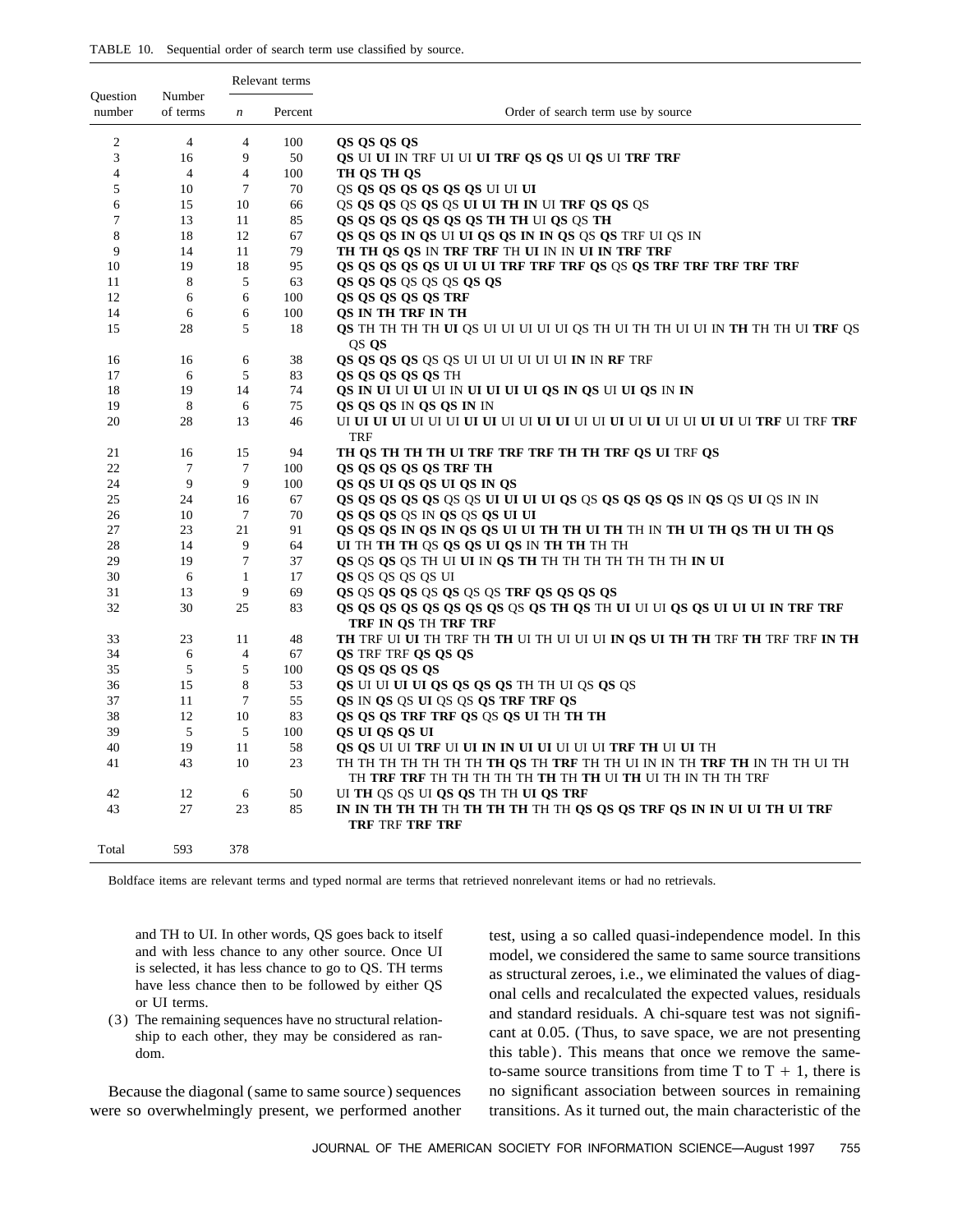TABLE 10. Sequential order of search term use classified by source.

| Question number | Number of terms | Relevant terms *n* | Relevant terms Percent | Order of search term use by source |
|---|---|---|---|---|
| 2 | 4 | 4 | 100 | **QS QS QS QS** |
| 3 | 16 | 9 | 50 | **QS** UI **UI** IN TRF UI UI **UI TRF QS QS** UI **QS** UI **TRF TRF** |
| 4 | 4 | 4 | 100 | **TH QS TH QS** |
| 5 | 10 | 7 | 70 | QS **QS QS QS QS QS QS** UI UI **UI** |
| 6 | 15 | 10 | 66 | QS **QS QS** QS **QS** QS **UI UI TH IN** UI **TRF QS QS** QS |
| 7 | 13 | 11 | 85 | **QS QS QS QS QS QS QS TH TH** UI **QS** QS **TH** |
| 8 | 18 | 12 | 67 | **QS QS QS IN QS** UI **UI QS QS IN IN QS** QS **QS** TRF UI QS IN |
| 9 | 14 | 11 | 79 | **TH TH QS QS** IN **TRF TRF** TH **UI** IN IN **UI IN TRF TRF** |
| 10 | 19 | 18 | 95 | **QS QS QS QS QS UI UI UI TRF TRF TRF QS** QS **QS TRF TRF TRF TRF TRF** |
| 11 | 8 | 5 | 63 | **QS QS QS** QS QS QS **QS QS** |
| 12 | 6 | 6 | 100 | **QS QS QS QS QS TRF** |
| 14 | 6 | 6 | 100 | **QS IN TH TRF IN TH** |
| 15 | 28 | 5 | 18 | **QS** TH TH TH TH **UI** QS UI UI UI UI UI QS TH UI TH TH UI UI IN **TH** TH TH UI **TRF** QS QS **QS** |
| 16 | 16 | 6 | 38 | **QS QS QS QS** QS QS UI UI UI UI UI UI **IN** IN **RF** TRF |
| 17 | 6 | 5 | 83 | **QS QS QS QS QS** TH |
| 18 | 19 | 14 | 74 | **QS IN UI** UI **UI** UI IN **UI UI UI UI QS IN QS** UI **UI QS** IN **IN** |
| 19 | 8 | 6 | 75 | **QS QS QS** IN **QS QS IN** IN |
| 20 | 28 | 13 | 46 | UI **UI UI UI** UI UI UI **UI UI** UI UI **UI UI** UI UI **UI** UI **UI** UI UI **UI UI** UI **TRF** UI TRF **TRF** TRF |
| 21 | 16 | 15 | 94 | **TH QS TH TH TH UI TRF TRF TRF TH TH TRF QS UI** TRF **QS** |
| 22 | 7 | 7 | 100 | **QS QS QS QS QS TRF TH** |
| 24 | 9 | 9 | 100 | **QS QS UI QS QS UI QS IN QS** |
| 25 | 24 | 16 | 67 | **QS QS QS QS QS** QS QS **UI UI UI UI QS** QS **QS QS QS QS** IN **QS** QS **UI** QS IN IN |
| 26 | 10 | 7 | 70 | **QS QS QS** QS IN **QS** QS **QS UI UI** |
| 27 | 23 | 21 | 91 | **QS QS QS IN QS IN QS QS UI UI TH TH UI TH** TH IN **TH UI TH QS TH UI TH QS** |
| 28 | 14 | 9 | 64 | **UI** TH **TH TH** QS **QS QS UI QS** IN **TH TH** TH TH |
| 29 | 19 | 7 | 37 | **QS** QS **QS** QS TH UI **UI** IN **QS TH** TH TH TH TH TH TH TH **IN UI** |
| 30 | 6 | 1 | 17 | **QS** QS QS QS QS UI |
| 31 | 13 | 9 | 69 | **QS** QS **QS QS** QS **QS** QS QS **TRF QS QS QS QS** |
| 32 | 30 | 25 | 83 | **QS QS QS QS QS QS QS QS** QS **QS TH QS** TH **UI** UI UI **QS QS UI UI UI IN TRF TRF TRF IN QS** TH **TRF TRF** |
| 33 | 23 | 11 | 48 | **TH** TRF UI **UI** TH TRF TH **TH** UI TH UI UI UI **IN QS UI TH TH** TRF **TH** TRF TRF **IN TH** |
| 34 | 6 | 4 | 67 | **QS** TRF TRF **QS QS QS** |
| 35 | 5 | 5 | 100 | **QS QS QS QS QS** |
| 36 | 15 | 8 | 53 | **QS** UI UI **UI UI QS QS QS QS** TH TH UI QS **QS** QS |
| 37 | 11 | 7 | 55 | **QS** IN **QS** QS **UI** QS QS **QS TRF TRF QS** |
| 38 | 12 | 10 | 83 | **QS QS QS TRF TRF QS** QS **QS UI** TH **TH TH** |
| 39 | 5 | 5 | 100 | **QS UI QS QS UI** |
| 40 | 19 | 11 | 58 | **QS QS** UI UI **TRF** UI **UI IN IN UI UI** UI UI UI **TRF TH** UI **UI** TH |
| 41 | 43 | 10 | 23 | TH TH TH TH TH TH TH **TH QS** TH **TRF** TH TH UI IN IN TH **TRF TH** IN TH TH UI TH TH **TRF TRF** TH TH TH TH TH **TH** TH **TH** UI **TH** UI TH IN TH TH TRF |
| 42 | 12 | 6 | 50 | UI **TH** QS QS UI **QS QS** TH TH **UI QS TRF** |
| 43 | 27 | 23 | 85 | **IN IN TH TH TH** TH **TH TH TH** TH TH **QS QS QS TRF QS IN IN UI UI TH UI TRF TRF** TRF **TRF TRF** |
| Total | 593 | 378 | | |

Boldface items are relevant terms and typed normal are terms that retrieved nonrelevant items or had no retrievals.

and TH to UI. In other words, QS goes back to itself and with less chance to any other source. Once UI is selected, it has less chance to go to QS. TH terms have less chance then to be followed by either QS or UI terms.

(3) The remaining sequences have no structural relationship to each other, they may be considered as random.

Because the diagonal (same to same source) sequences were so overwhelmingly present, we performed another test, using a so called quasi-independence model. In this model, we considered the same to same source transitions as structural zeroes, i.e., we eliminated the values of diagonal cells and recalculated the expected values, residuals and standard residuals. A chi-square test was not significant at 0.05. (Thus, to save space, we are not presenting this table). This means that once we remove the same-to-same source transitions from time T to T + 1, there is no significant association between sources in remaining transitions. As it turned out, the main characteristic of the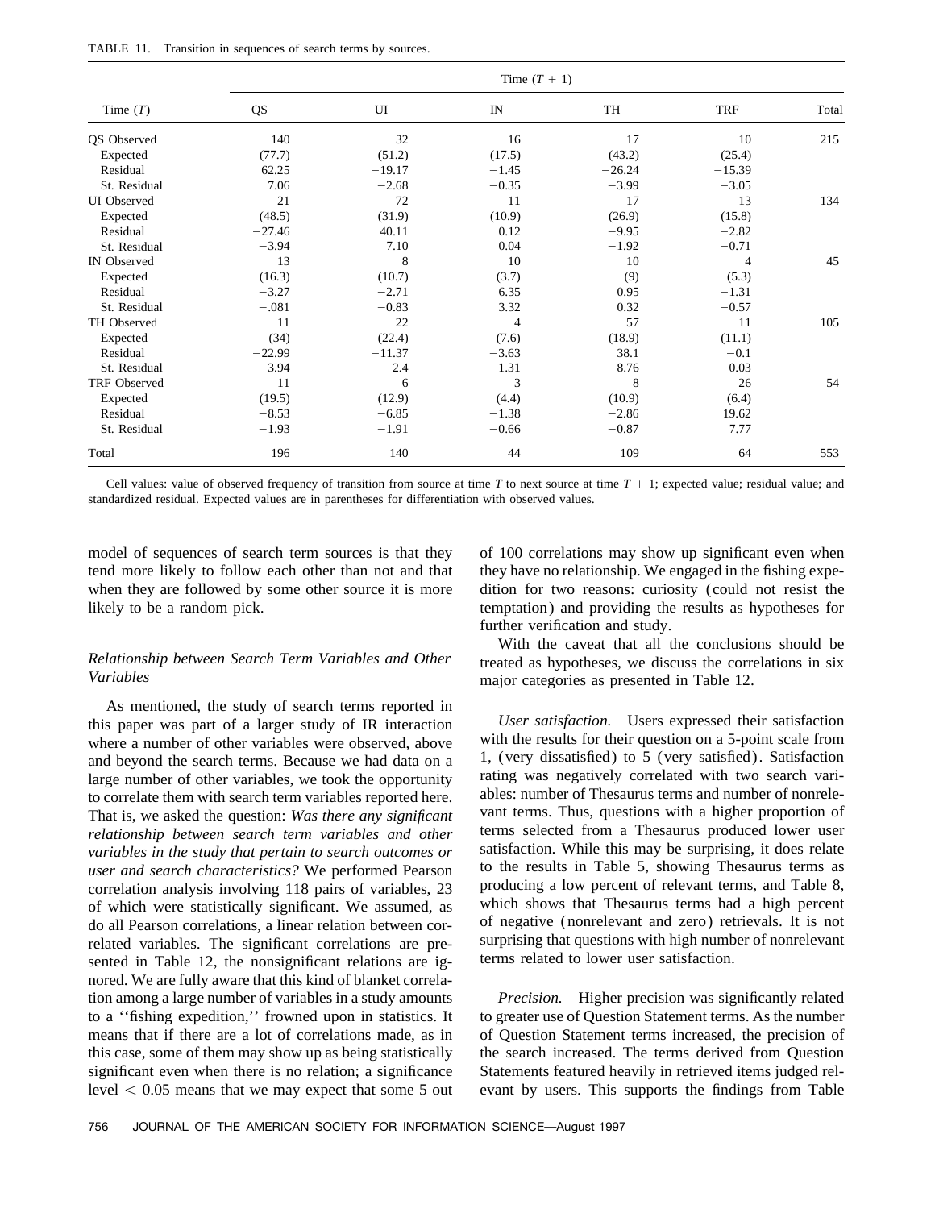TABLE 11. Transition in sequences of search terms by sources.

| Time (*T*) | Time (*T* + 1) | | | | | |
|---|---|---|---|---|---|---|
| | QS | UI | IN | TH | TRF | Total |
| QS Observed | 140 | 32 | 16 | 17 | 10 | 215 |
| Expected | (77.7) | (51.2) | (17.5) | (43.2) | (25.4) | |
| Residual | 62.25 | −19.17 | −1.45 | −26.24 | −15.39 | |
| St. Residual | 7.06 | −2.68 | −0.35 | −3.99 | −3.05 | |
| UI Observed | 21 | 72 | 11 | 17 | 13 | 134 |
| Expected | (48.5) | (31.9) | (10.9) | (26.9) | (15.8) | |
| Residual | −27.46 | 40.11 | 0.12 | −9.95 | −2.82 | |
| St. Residual | −3.94 | 7.10 | 0.04 | −1.92 | −0.71 | |
| IN Observed | 13 | 8 | 10 | 10 | 4 | 45 |
| Expected | (16.3) | (10.7) | (3.7) | (9) | (5.3) | |
| Residual | −3.27 | −2.71 | 6.35 | 0.95 | −1.31 | |
| St. Residual | −.081 | −0.83 | 3.32 | 0.32 | −0.57 | |
| TH Observed | 11 | 22 | 4 | 57 | 11 | 105 |
| Expected | (34) | (22.4) | (7.6) | (18.9) | (11.1) | |
| Residual | −22.99 | −11.37 | −3.63 | 38.1 | −0.1 | |
| St. Residual | −3.94 | −2.4 | −1.31 | 8.76 | −0.03 | |
| TRF Observed | 11 | 6 | 3 | 8 | 26 | 54 |
| Expected | (19.5) | (12.9) | (4.4) | (10.9) | (6.4) | |
| Residual | −8.53 | −6.85 | −1.38 | −2.86 | 19.62 | |
| St. Residual | −1.93 | −1.91 | −0.66 | −0.87 | 7.77 | |
| Total | 196 | 140 | 44 | 109 | 64 | 553 |

Cell values: value of observed frequency of transition from source at time *T* to next source at time *T* + 1; expected value; residual value; and standardized residual. Expected values are in parentheses for differentiation with observed values.

model of sequences of search term sources is that they tend more likely to follow each other than not and that when they are followed by some other source it is more likely to be a random pick.

### *Relationship between Search Term Variables and Other Variables*

As mentioned, the study of search terms reported in this paper was part of a larger study of IR interaction where a number of other variables were observed, above and beyond the search terms. Because we had data on a large number of other variables, we took the opportunity to correlate them with search term variables reported here. That is, we asked the question: *Was there any significant relationship between search term variables and other variables in the study that pertain to search outcomes or user and search characteristics?* We performed Pearson correlation analysis involving 118 pairs of variables, 23 of which were statistically significant. We assumed, as do all Pearson correlations, a linear relation between correlated variables. The significant correlations are presented in Table 12, the nonsignificant relations are ignored. We are fully aware that this kind of blanket correlation among a large number of variables in a study amounts to a ''fishing expedition,'' frowned upon in statistics. It means that if there are a lot of correlations made, as in this case, some of them may show up as being statistically significant even when there is no relation; a significance level $< 0.05$ means that we may expect that some 5 out of 100 correlations may show up significant even when they have no relationship. We engaged in the fishing expedition for two reasons: curiosity (could not resist the temptation) and providing the results as hypotheses for further verification and study.

With the caveat that all the conclusions should be treated as hypotheses, we discuss the correlations in six major categories as presented in Table 12.

*User satisfaction.* Users expressed their satisfaction with the results for their question on a 5-point scale from 1, (very dissatisfied) to 5 (very satisfied). Satisfaction rating was negatively correlated with two search variables: number of Thesaurus terms and number of nonrelevant terms. Thus, questions with a higher proportion of terms selected from a Thesaurus produced lower user satisfaction. While this may be surprising, it does relate to the results in Table 5, showing Thesaurus terms as producing a low percent of relevant terms, and Table 8, which shows that Thesaurus terms had a high percent of negative (nonrelevant and zero) retrievals. It is not surprising that questions with high number of nonrelevant terms related to lower user satisfaction.

*Precision.* Higher precision was significantly related to greater use of Question Statement terms. As the number of Question Statement terms increased, the precision of the search increased. The terms derived from Question Statements featured heavily in retrieved items judged relevant by users. This supports the findings from Table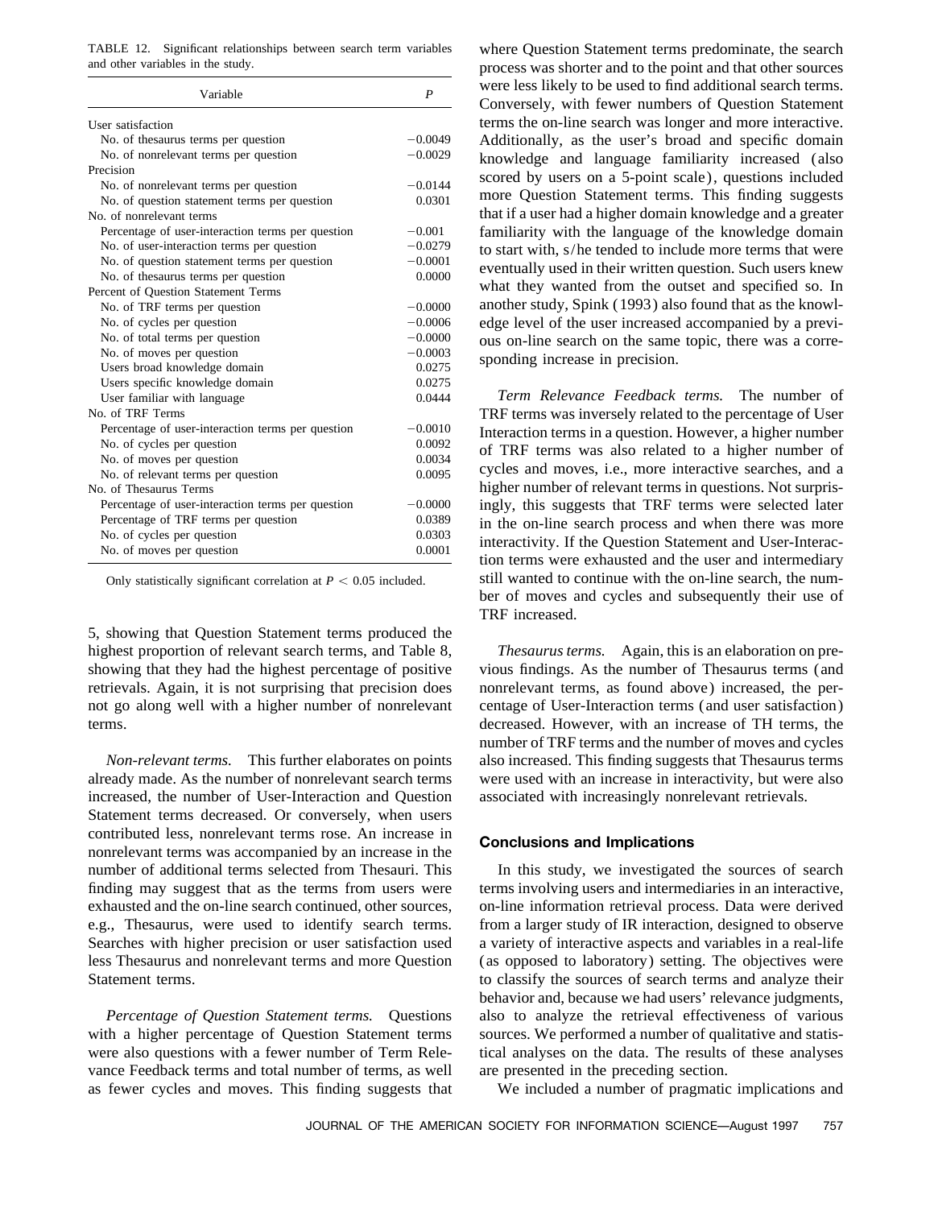TABLE 12. Significant relationships between search term variables and other variables in the study.

| Variable | $P$ |
|---|---|
| User satisfaction | |
| No. of thesaurus terms per question | −0.0049 |
| No. of nonrelevant terms per question | −0.0029 |
| Precision | |
| No. of nonrelevant terms per question | −0.0144 |
| No. of question statement terms per question | 0.0301 |
| No. of nonrelevant terms | |
| Percentage of user-interaction terms per question | −0.001 |
| No. of user-interaction terms per question | −0.0279 |
| No. of question statement terms per question | −0.0001 |
| No. of thesaurus terms per question | 0.0000 |
| Percent of Question Statement Terms | |
| No. of TRF terms per question | −0.0000 |
| No. of cycles per question | −0.0006 |
| No. of total terms per question | −0.0000 |
| No. of moves per question | −0.0003 |
| Users broad knowledge domain | 0.0275 |
| Users specific knowledge domain | 0.0275 |
| User familiar with language | 0.0444 |
| No. of TRF Terms | |
| Percentage of user-interaction terms per question | −0.0010 |
| No. of cycles per question | 0.0092 |
| No. of moves per question | 0.0034 |
| No. of relevant terms per question | 0.0095 |
| No. of Thesaurus Terms | |
| Percentage of user-interaction terms per question | −0.0000 |
| Percentage of TRF terms per question | 0.0389 |
| No. of cycles per question | 0.0303 |
| No. of moves per question | 0.0001 |

Only statistically significant correlation at $P < 0.05$ included.

5, showing that Question Statement terms produced the highest proportion of relevant search terms, and Table 8, showing that they had the highest percentage of positive retrievals. Again, it is not surprising that precision does not go along well with a higher number of nonrelevant terms.

*Non-relevant terms.* This further elaborates on points already made. As the number of nonrelevant search terms increased, the number of User-Interaction and Question Statement terms decreased. Or conversely, when users contributed less, nonrelevant terms rose. An increase in nonrelevant terms was accompanied by an increase in the number of additional terms selected from Thesauri. This finding may suggest that as the terms from users were exhausted and the on-line search continued, other sources, e.g., Thesaurus, were used to identify search terms. Searches with higher precision or user satisfaction used less Thesaurus and nonrelevant terms and more Question Statement terms.

*Percentage of Question Statement terms.* Questions with a higher percentage of Question Statement terms were also questions with a fewer number of Term Relevance Feedback terms and total number of terms, as well as fewer cycles and moves. This finding suggests that where Question Statement terms predominate, the search process was shorter and to the point and that other sources were less likely to be used to find additional search terms. Conversely, with fewer numbers of Question Statement terms the on-line search was longer and more interactive. Additionally, as the user's broad and specific domain knowledge and language familiarity increased (also scored by users on a 5-point scale), questions included more Question Statement terms. This finding suggests that if a user had a higher domain knowledge and a greater familiarity with the language of the knowledge domain to start with, s/he tended to include more terms that were eventually used in their written question. Such users knew what they wanted from the outset and specified so. In another study, Spink (1993) also found that as the knowledge level of the user increased accompanied by a previous on-line search on the same topic, there was a corresponding increase in precision.

*Term Relevance Feedback terms.* The number of TRF terms was inversely related to the percentage of User Interaction terms in a question. However, a higher number of TRF terms was also related to a higher number of cycles and moves, i.e., more interactive searches, and a higher number of relevant terms in questions. Not surprisingly, this suggests that TRF terms were selected later in the on-line search process and when there was more interactivity. If the Question Statement and User-Interaction terms were exhausted and the user and intermediary still wanted to continue with the on-line search, the number of moves and cycles and subsequently their use of TRF increased.

*Thesaurus terms.* Again, this is an elaboration on previous findings. As the number of Thesaurus terms (and nonrelevant terms, as found above) increased, the percentage of User-Interaction terms (and user satisfaction) decreased. However, with an increase of TH terms, the number of TRF terms and the number of moves and cycles also increased. This finding suggests that Thesaurus terms were used with an increase in interactivity, but were also associated with increasingly nonrelevant retrievals.

## Conclusions and Implications

In this study, we investigated the sources of search terms involving users and intermediaries in an interactive, on-line information retrieval process. Data were derived from a larger study of IR interaction, designed to observe a variety of interactive aspects and variables in a real-life (as opposed to laboratory) setting. The objectives were to classify the sources of search terms and analyze their behavior and, because we had users' relevance judgments, also to analyze the retrieval effectiveness of various sources. We performed a number of qualitative and statistical analyses on the data. The results of these analyses are presented in the preceding section.

We included a number of pragmatic implications and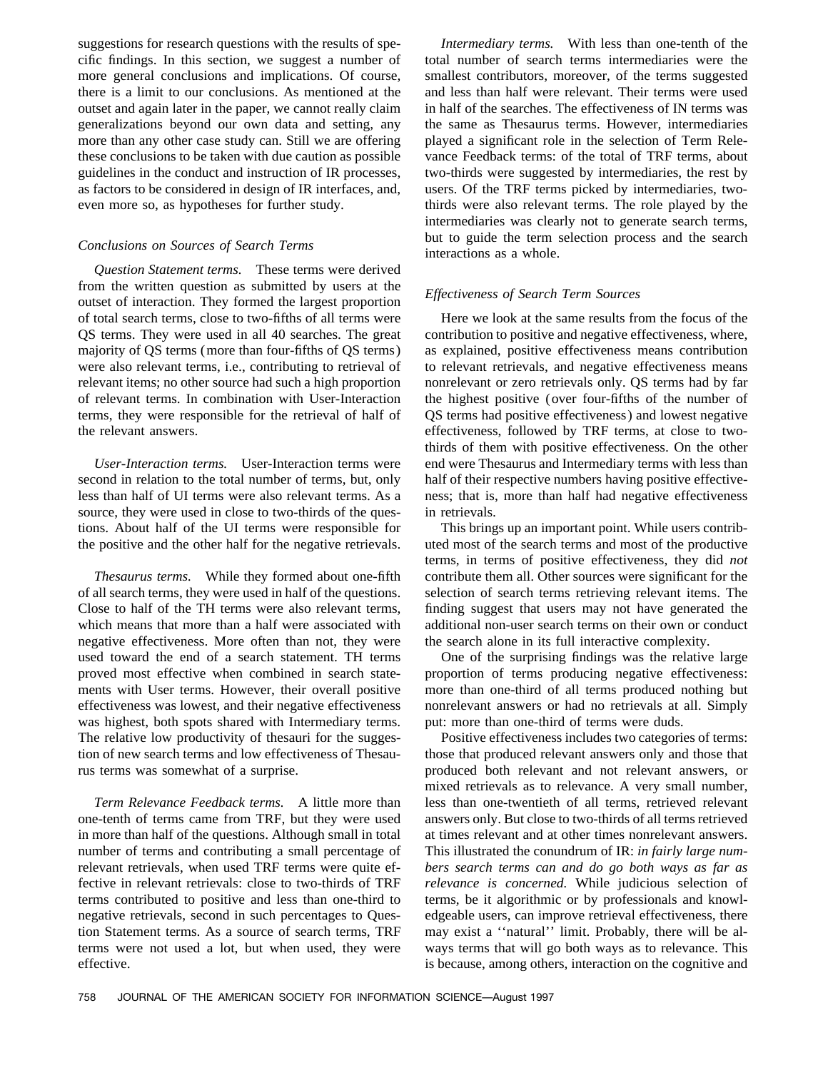suggestions for research questions with the results of specific findings. In this section, we suggest a number of more general conclusions and implications. Of course, there is a limit to our conclusions. As mentioned at the outset and again later in the paper, we cannot really claim generalizations beyond our own data and setting, any more than any other case study can. Still we are offering these conclusions to be taken with due caution as possible guidelines in the conduct and instruction of IR processes, as factors to be considered in design of IR interfaces, and, even more so, as hypotheses for further study.

### *Conclusions on Sources of Search Terms*

*Question Statement terms.* These terms were derived from the written question as submitted by users at the outset of interaction. They formed the largest proportion of total search terms, close to two-fifths of all terms were QS terms. They were used in all 40 searches. The great majority of QS terms (more than four-fifths of QS terms) were also relevant terms, i.e., contributing to retrieval of relevant items; no other source had such a high proportion of relevant terms. In combination with User-Interaction terms, they were responsible for the retrieval of half of the relevant answers.

*User-Interaction terms.* User-Interaction terms were second in relation to the total number of terms, but, only less than half of UI terms were also relevant terms. As a source, they were used in close to two-thirds of the questions. About half of the UI terms were responsible for the positive and the other half for the negative retrievals.

*Thesaurus terms.* While they formed about one-fifth of all search terms, they were used in half of the questions. Close to half of the TH terms were also relevant terms, which means that more than a half were associated with negative effectiveness. More often than not, they were used toward the end of a search statement. TH terms proved most effective when combined in search statements with User terms. However, their overall positive effectiveness was lowest, and their negative effectiveness was highest, both spots shared with Intermediary terms. The relative low productivity of thesauri for the suggestion of new search terms and low effectiveness of Thesaurus terms was somewhat of a surprise.

*Term Relevance Feedback terms.* A little more than one-tenth of terms came from TRF, but they were used in more than half of the questions. Although small in total number of terms and contributing a small percentage of relevant retrievals, when used TRF terms were quite effective in relevant retrievals: close to two-thirds of TRF terms contributed to positive and less than one-third to negative retrievals, second in such percentages to Question Statement terms. As a source of search terms, TRF terms were not used a lot, but when used, they were effective.

*Intermediary terms.* With less than one-tenth of the total number of search terms intermediaries were the smallest contributors, moreover, of the terms suggested and less than half were relevant. Their terms were used in half of the searches. The effectiveness of IN terms was the same as Thesaurus terms. However, intermediaries played a significant role in the selection of Term Relevance Feedback terms: of the total of TRF terms, about two-thirds were suggested by intermediaries, the rest by users. Of the TRF terms picked by intermediaries, two-thirds were also relevant terms. The role played by the intermediaries was clearly not to generate search terms, but to guide the term selection process and the search interactions as a whole.

### *Effectiveness of Search Term Sources*

Here we look at the same results from the focus of the contribution to positive and negative effectiveness, where, as explained, positive effectiveness means contribution to relevant retrievals, and negative effectiveness means nonrelevant or zero retrievals only. QS terms had by far the highest positive (over four-fifths of the number of QS terms had positive effectiveness) and lowest negative effectiveness, followed by TRF terms, at close to two-thirds of them with positive effectiveness. On the other end were Thesaurus and Intermediary terms with less than half of their respective numbers having positive effectiveness; that is, more than half had negative effectiveness in retrievals.

This brings up an important point. While users contributed most of the search terms and most of the productive terms, in terms of positive effectiveness, they did *not* contribute them all. Other sources were significant for the selection of search terms retrieving relevant items. The finding suggest that users may not have generated the additional non-user search terms on their own or conduct the search alone in its full interactive complexity.

One of the surprising findings was the relative large proportion of terms producing negative effectiveness: more than one-third of all terms produced nothing but nonrelevant answers or had no retrievals at all. Simply put: more than one-third of terms were duds.

Positive effectiveness includes two categories of terms: those that produced relevant answers only and those that produced both relevant and not relevant answers, or mixed retrievals as to relevance. A very small number, less than one-twentieth of all terms, retrieved relevant answers only. But close to two-thirds of all terms retrieved at times relevant and at other times nonrelevant answers. This illustrated the conundrum of IR: *in fairly large numbers search terms can and do go both ways as far as relevance is concerned.* While judicious selection of terms, be it algorithmic or by professionals and knowledgeable users, can improve retrieval effectiveness, there may exist a ''natural'' limit. Probably, there will be always terms that will go both ways as to relevance. This is because, among others, interaction on the cognitive and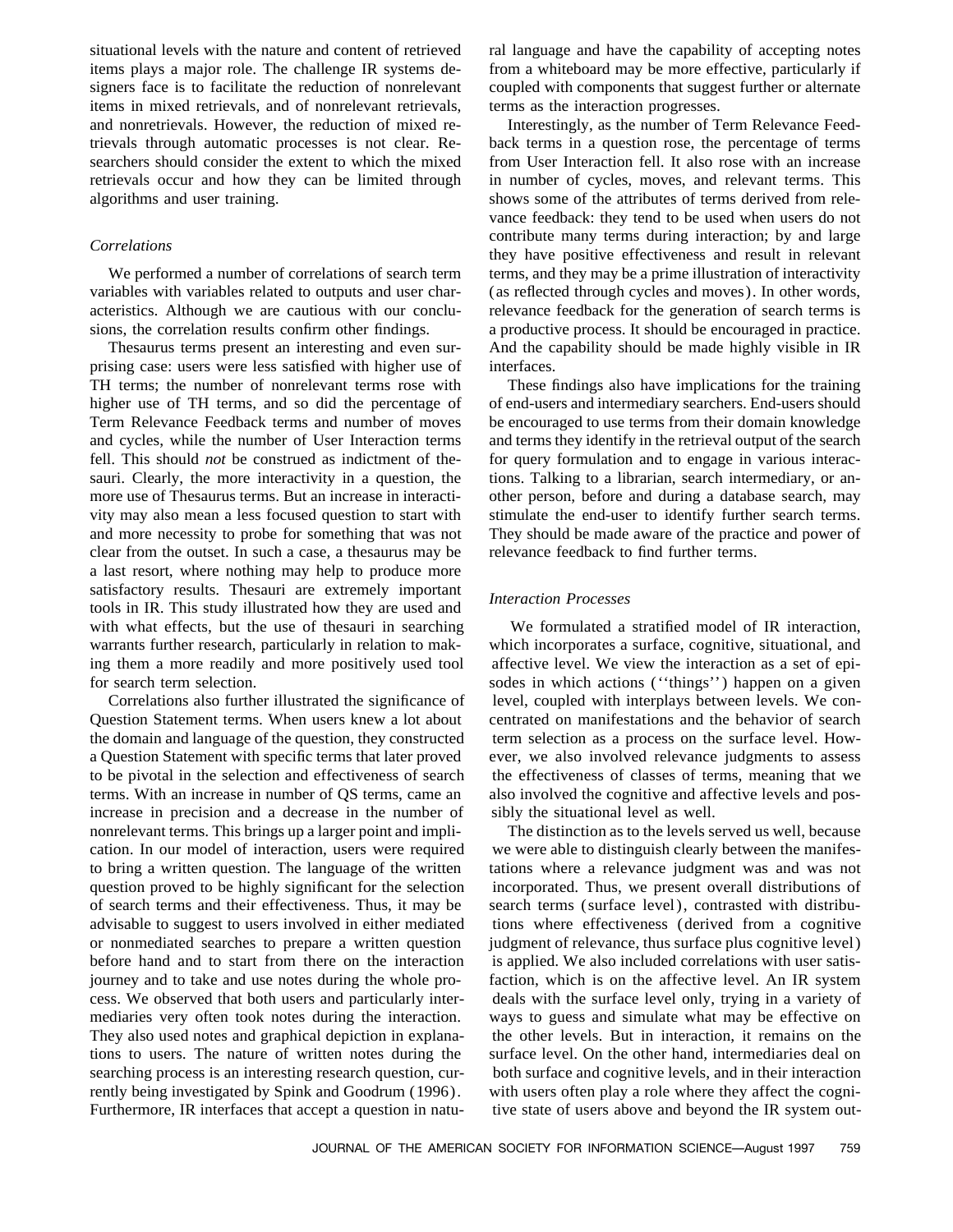situational levels with the nature and content of retrieved items plays a major role. The challenge IR systems designers face is to facilitate the reduction of nonrelevant items in mixed retrievals, and of nonrelevant retrievals, and nonretrievals. However, the reduction of mixed retrievals through automatic processes is not clear. Researchers should consider the extent to which the mixed retrievals occur and how they can be limited through algorithms and user training.

### *Correlations*

We performed a number of correlations of search term variables with variables related to outputs and user characteristics. Although we are cautious with our conclusions, the correlation results confirm other findings.

Thesaurus terms present an interesting and even surprising case: users were less satisfied with higher use of TH terms; the number of nonrelevant terms rose with higher use of TH terms, and so did the percentage of Term Relevance Feedback terms and number of moves and cycles, while the number of User Interaction terms fell. This should *not* be construed as indictment of thesauri. Clearly, the more interactivity in a question, the more use of Thesaurus terms. But an increase in interactivity may also mean a less focused question to start with and more necessity to probe for something that was not clear from the outset. In such a case, a thesaurus may be a last resort, where nothing may help to produce more satisfactory results. Thesauri are extremely important tools in IR. This study illustrated how they are used and with what effects, but the use of thesauri in searching warrants further research, particularly in relation to making them a more readily and more positively used tool for search term selection.

Correlations also further illustrated the significance of Question Statement terms. When users knew a lot about the domain and language of the question, they constructed a Question Statement with specific terms that later proved to be pivotal in the selection and effectiveness of search terms. With an increase in number of QS terms, came an increase in precision and a decrease in the number of nonrelevant terms. This brings up a larger point and implication. In our model of interaction, users were required to bring a written question. The language of the written question proved to be highly significant for the selection of search terms and their effectiveness. Thus, it may be advisable to suggest to users involved in either mediated or nonmediated searches to prepare a written question before hand and to start from there on the interaction journey and to take and use notes during the whole process. We observed that both users and particularly intermediaries very often took notes during the interaction. They also used notes and graphical depiction in explanations to users. The nature of written notes during the searching process is an interesting research question, currently being investigated by Spink and Goodrum (1996). Furthermore, IR interfaces that accept a question in natural language and have the capability of accepting notes from a whiteboard may be more effective, particularly if coupled with components that suggest further or alternate terms as the interaction progresses.

Interestingly, as the number of Term Relevance Feedback terms in a question rose, the percentage of terms from User Interaction fell. It also rose with an increase in number of cycles, moves, and relevant terms. This shows some of the attributes of terms derived from relevance feedback: they tend to be used when users do not contribute many terms during interaction; by and large they have positive effectiveness and result in relevant terms, and they may be a prime illustration of interactivity (as reflected through cycles and moves). In other words, relevance feedback for the generation of search terms is a productive process. It should be encouraged in practice. And the capability should be made highly visible in IR interfaces.

These findings also have implications for the training of end-users and intermediary searchers. End-users should be encouraged to use terms from their domain knowledge and terms they identify in the retrieval output of the search for query formulation and to engage in various interactions. Talking to a librarian, search intermediary, or another person, before and during a database search, may stimulate the end-user to identify further search terms. They should be made aware of the practice and power of relevance feedback to find further terms.

### *Interaction Processes*

We formulated a stratified model of IR interaction, which incorporates a surface, cognitive, situational, and affective level. We view the interaction as a set of episodes in which actions (''things'') happen on a given level, coupled with interplays between levels. We concentrated on manifestations and the behavior of search term selection as a process on the surface level. However, we also involved relevance judgments to assess the effectiveness of classes of terms, meaning that we also involved the cognitive and affective levels and possibly the situational level as well.

The distinction as to the levels served us well, because we were able to distinguish clearly between the manifestations where a relevance judgment was and was not incorporated. Thus, we present overall distributions of search terms (surface level), contrasted with distributions where effectiveness (derived from a cognitive judgment of relevance, thus surface plus cognitive level) is applied. We also included correlations with user satisfaction, which is on the affective level. An IR system deals with the surface level only, trying in a variety of ways to guess and simulate what may be effective on the other levels. But in interaction, it remains on the surface level. On the other hand, intermediaries deal on both surface and cognitive levels, and in their interaction with users often play a role where they affect the cognitive state of users above and beyond the IR system out-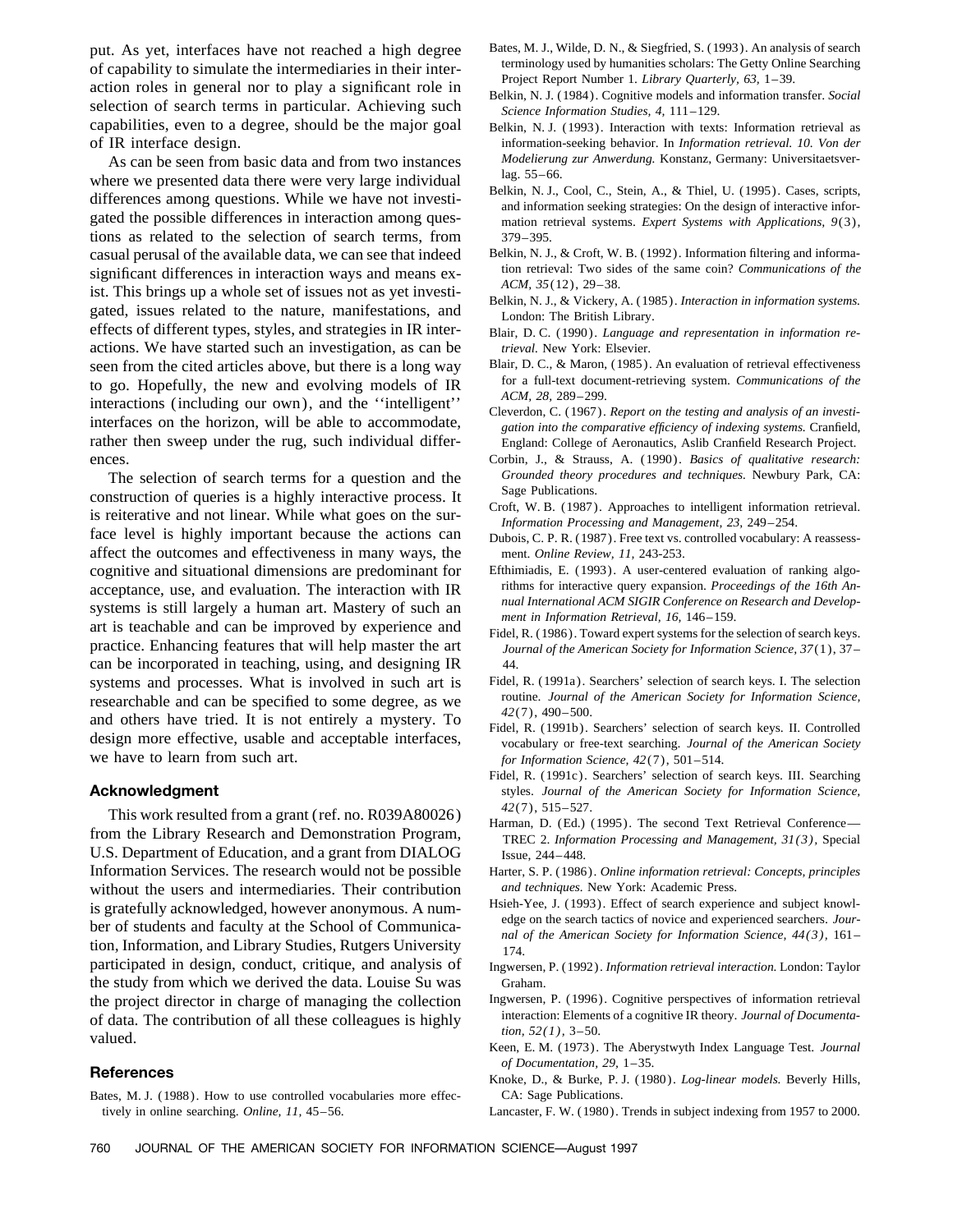put. As yet, interfaces have not reached a high degree of capability to simulate the intermediaries in their interaction roles in general nor to play a significant role in selection of search terms in particular. Achieving such capabilities, even to a degree, should be the major goal of IR interface design.

As can be seen from basic data and from two instances where we presented data there were very large individual differences among questions. While we have not investigated the possible differences in interaction among questions as related to the selection of search terms, from casual perusal of the available data, we can see that indeed significant differences in interaction ways and means exist. This brings up a whole set of issues not as yet investigated, issues related to the nature, manifestations, and effects of different types, styles, and strategies in IR interactions. We have started such an investigation, as can be seen from the cited articles above, but there is a long way to go. Hopefully, the new and evolving models of IR interactions (including our own), and the ''intelligent'' interfaces on the horizon, will be able to accommodate, rather then sweep under the rug, such individual differences.

The selection of search terms for a question and the construction of queries is a highly interactive process. It is reiterative and not linear. While what goes on the surface level is highly important because the actions can affect the outcomes and effectiveness in many ways, the cognitive and situational dimensions are predominant for acceptance, use, and evaluation. The interaction with IR systems is still largely a human art. Mastery of such an art is teachable and can be improved by experience and practice. Enhancing features that will help master the art can be incorporated in teaching, using, and designing IR systems and processes. What is involved in such art is researchable and can be specified to some degree, as we and others have tried. It is not entirely a mystery. To design more effective, usable and acceptable interfaces, we have to learn from such art.

### Acknowledgment

This work resulted from a grant (ref. no. R039A80026) from the Library Research and Demonstration Program, U.S. Department of Education, and a grant from DIALOG Information Services. The research would not be possible without the users and intermediaries. Their contribution is gratefully acknowledged, however anonymous. A number of students and faculty at the School of Communication, Information, and Library Studies, Rutgers University participated in design, conduct, critique, and analysis of the study from which we derived the data. Louise Su was the project director in charge of managing the collection of data. The contribution of all these colleagues is highly valued.

### References

Bates, M. J. (1988). How to use controlled vocabularies more effectively in online searching. *Online, 11,* 45–56.

Bates, M. J., Wilde, D. N., & Siegfried, S. (1993). An analysis of search terminology used by humanities scholars: The Getty Online Searching Project Report Number 1. *Library Quarterly, 63,* 1–39.

Belkin, N. J. (1984). Cognitive models and information transfer. *Social Science Information Studies, 4,* 111–129.

Belkin, N. J. (1993). Interaction with texts: Information retrieval as information-seeking behavior. In *Information retrieval. 10. Von der Modelierung zur Anwerdung.* Konstanz, Germany: Universitaetsverlag. 55–66.

Belkin, N. J., Cool, C., Stein, A., & Thiel, U. (1995). Cases, scripts, and information seeking strategies: On the design of interactive information retrieval systems. *Expert Systems with Applications, 9*(3), 379–395.

Belkin, N. J., & Croft, W. B. (1992). Information filtering and information retrieval: Two sides of the same coin? *Communications of the ACM, 35*(12), 29–38.

Belkin, N. J., & Vickery, A. (1985). *Interaction in information systems.* London: The British Library.

Blair, D. C. (1990). *Language and representation in information retrieval.* New York: Elsevier.

Blair, D. C., & Maron, (1985). An evaluation of retrieval effectiveness for a full-text document-retrieving system. *Communications of the ACM, 28,* 289–299.

Cleverdon, C. (1967). *Report on the testing and analysis of an investigation into the comparative efficiency of indexing systems.* Cranfield, England: College of Aeronautics, Aslib Cranfield Research Project.

Corbin, J., & Strauss, A. (1990). *Basics of qualitative research: Grounded theory procedures and techniques.* Newbury Park, CA: Sage Publications.

Croft, W. B. (1987). Approaches to intelligent information retrieval. *Information Processing and Management, 23,* 249–254.

Dubois, C. P. R. (1987). Free text vs. controlled vocabulary: A reassessment. *Online Review, 11,* 243-253.

Efthimiadis, E. (1993). A user-centered evaluation of ranking algorithms for interactive query expansion. *Proceedings of the 16th Annual International ACM SIGIR Conference on Research and Development in Information Retrieval, 16,* 146–159.

Fidel, R. (1986). Toward expert systems for the selection of search keys. *Journal of the American Society for Information Science, 37*(1), 37–44.

Fidel, R. (1991a). Searchers' selection of search keys. I. The selection routine. *Journal of the American Society for Information Science, 42*(7), 490–500.

Fidel, R. (1991b). Searchers' selection of search keys. II. Controlled vocabulary or free-text searching. *Journal of the American Society for Information Science, 42*(7), 501–514.

Fidel, R. (1991c). Searchers' selection of search keys. III. Searching styles. *Journal of the American Society for Information Science, 42*(7), 515–527.

Harman, D. (Ed.) (1995). The second Text Retrieval Conference—TREC 2. *Information Processing and Management, 31(3)*, Special Issue, 244–448.

Harter, S. P. (1986). *Online information retrieval: Concepts, principles and techniques.* New York: Academic Press.

Hsieh-Yee, J. (1993). Effect of search experience and subject knowledge on the search tactics of novice and experienced searchers. *Journal of the American Society for Information Science, 44(3)*, 161–174.

Ingwersen, P. (1992). *Information retrieval interaction.* London: Taylor Graham.

Ingwersen, P. (1996). Cognitive perspectives of information retrieval interaction: Elements of a cognitive IR theory. *Journal of Documentation, 52(1)*, 3–50.

Keen, E. M. (1973). The Aberystwyth Index Language Test. *Journal of Documentation, 29,* 1–35.

Knoke, D., & Burke, P. J. (1980). *Log-linear models.* Beverly Hills, CA: Sage Publications.

Lancaster, F. W. (1980). Trends in subject indexing from 1957 to 2000.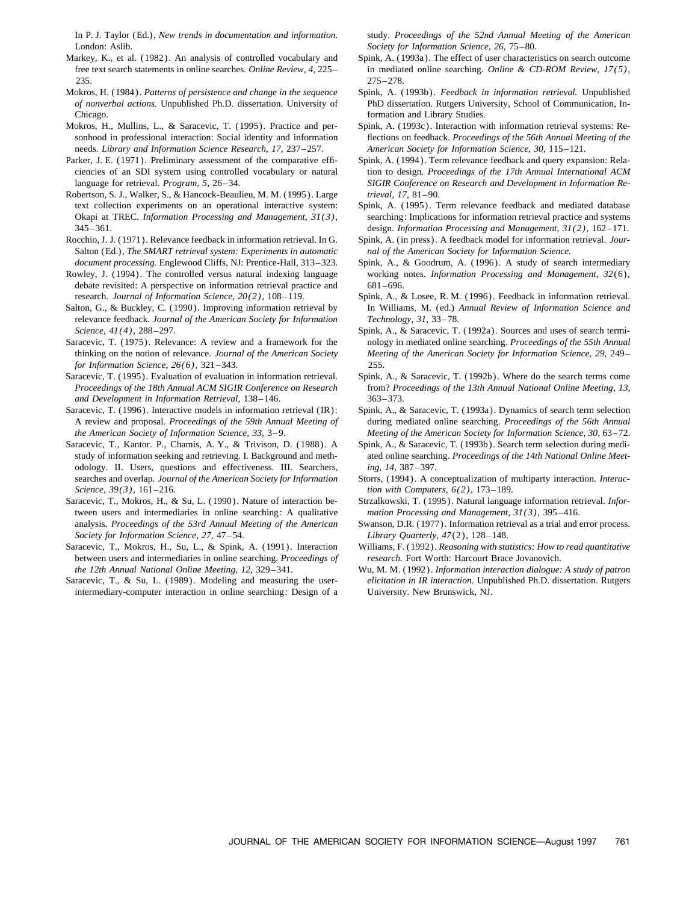In P. J. Taylor (Ed.), *New trends in documentation and information.* London: Aslib.

Markey, K., et al. (1982). An analysis of controlled vocabulary and free text search statements in online searches. *Online Review, 4,* 225–235.

Mokros, H. (1984). *Patterns of persistence and change in the sequence of nonverbal actions.* Unpublished Ph.D. dissertation. University of Chicago.

Mokros, H., Mullins, L., & Saracevic, T. (1995). Practice and personhood in professional interaction: Social identity and information needs. *Library and Information Science Research, 17,* 237–257.

Parker, J. E. (1971). Preliminary assessment of the comparative efficiencies of an SDI system using controlled vocabulary or natural language for retrieval. *Program, 5,* 26–34.

Robertson, S. J., Walker, S., & Hancock-Beaulieu, M. M. (1995). Large text collection experiments on an operational interactive system: Okapi at TREC. *Information Processing and Management, 31(3),* 345–361.

Rocchio, J. J. (1971). Relevance feedback in information retrieval. In G. Salton (Ed.), *The SMART retrieval system: Experiments in automatic document processing.* Englewood Cliffs, NJ: Prentice-Hall, 313–323.

Rowley, J. (1994). The controlled versus natural indexing language debate revisited: A perspective on information retrieval practice and research. *Journal of Information Science, 20(2),* 108–119.

Salton, G., & Buckley, C. (1990). Improving information retrieval by relevance feedback. *Journal of the American Society for Information Science, 41(4),* 288–297.

Saracevic, T. (1975). Relevance: A review and a framework for the thinking on the notion of relevance. *Journal of the American Society for Information Science, 26(6),* 321–343.

Saracevic, T. (1995). Evaluation of evaluation in information retrieval. *Proceedings of the 18th Annual ACM SIGIR Conference on Research and Development in Information Retrieval,* 138–146.

Saracevic, T. (1996). Interactive models in information retrieval (IR): A review and proposal. *Proceedings of the 59th Annual Meeting of the American Society of Information Science, 33,* 3–9.

Saracevic, T., Kantor. P., Chamis, A. Y., & Trivison, D. (1988). A study of information seeking and retrieving. I. Background and methodology. II. Users, questions and effectiveness. III. Searchers, searches and overlap. *Journal of the American Society for Information Science, 39(3),* 161–216.

Saracevic, T., Mokros, H., & Su, L. (1990). Nature of interaction between users and intermediaries in online searching: A qualitative analysis. *Proceedings of the 53rd Annual Meeting of the American Society for Information Science, 27,* 47–54.

Saracevic, T., Mokros, H., Su, L., & Spink, A. (1991). Interaction between users and intermediaries in online searching. *Proceedings of the 12th Annual National Online Meeting, 12,* 329–341.

Saracevic, T., & Su, L. (1989). Modeling and measuring the user-intermediary-computer interaction in online searching: Design of a study. *Proceedings of the 52nd Annual Meeting of the American Society for Information Science, 26,* 75–80.

Spink, A. (1993a). The effect of user characteristics on search outcome in mediated online searching. *Online & CD-ROM Review, 17(5),* 275–278.

Spink, A. (1993b). *Feedback in information retrieval.* Unpublished PhD dissertation. Rutgers University, School of Communication, Information and Library Studies.

Spink, A. (1993c). Interaction with information retrieval systems: Reflections on feedback. *Proceedings of the 56th Annual Meeting of the American Society for Information Science, 30,* 115–121.

Spink, A. (1994). Term relevance feedback and query expansion: Relation to design. *Proceedings of the 17th Annual International ACM SIGIR Conference on Research and Development in Information Retrieval, 17,* 81–90.

Spink, A. (1995). Term relevance feedback and mediated database searching: Implications for information retrieval practice and systems design. *Information Processing and Management, 31(2),* 162–171.

Spink, A. (in press). A feedback model for information retrieval. *Journal of the American Society for Information Science.*

Spink, A., & Goodrum, A. (1996). A study of search intermediary working notes. *Information Processing and Management, 32*(6), 681–696.

Spink, A., & Losee, R. M. (1996). Feedback in information retrieval. In Williams, M. (ed.) *Annual Review of Information Science and Technology, 31,* 33–78.

Spink, A., & Saracevic, T. (1992a). Sources and uses of search terminology in mediated online searching. *Proceedings of the 55th Annual Meeting of the American Society for Information Science, 29,* 249–255.

Spink, A., & Saracevic, T. (1992b). Where do the search terms come from? *Proceedings of the 13th Annual National Online Meeting, 13,* 363–373.

Spink, A., & Saracevic, T. (1993a). Dynamics of search term selection during mediated online searching. *Proceedings of the 56th Annual Meeting of the American Society for Information Science, 30,* 63–72.

Spink, A., & Saracevic, T. (1993b). Search term selection during mediated online searching. *Proceedings of the 14th National Online Meeting, 14,* 387–397.

Storrs, (1994). A conceptualization of multiparty interaction. *Interaction with Computers, 6(2),* 173–189.

Strzalkowski, T. (1995). Natural language information retrieval. *Information Processing and Management, 31(3),* 395–416.

Swanson, D.R. (1977). Information retrieval as a trial and error process. *Library Quarterly, 47*(2), 128–148.

Williams, F. (1992). *Reasoning with statistics: How to read quantitative research.* Fort Worth: Harcourt Brace Jovanovich.

Wu, M. M. (1992). *Information interaction dialogue: A study of patron elicitation in IR interaction.* Unpublished Ph.D. dissertation. Rutgers University. New Brunswick, NJ.